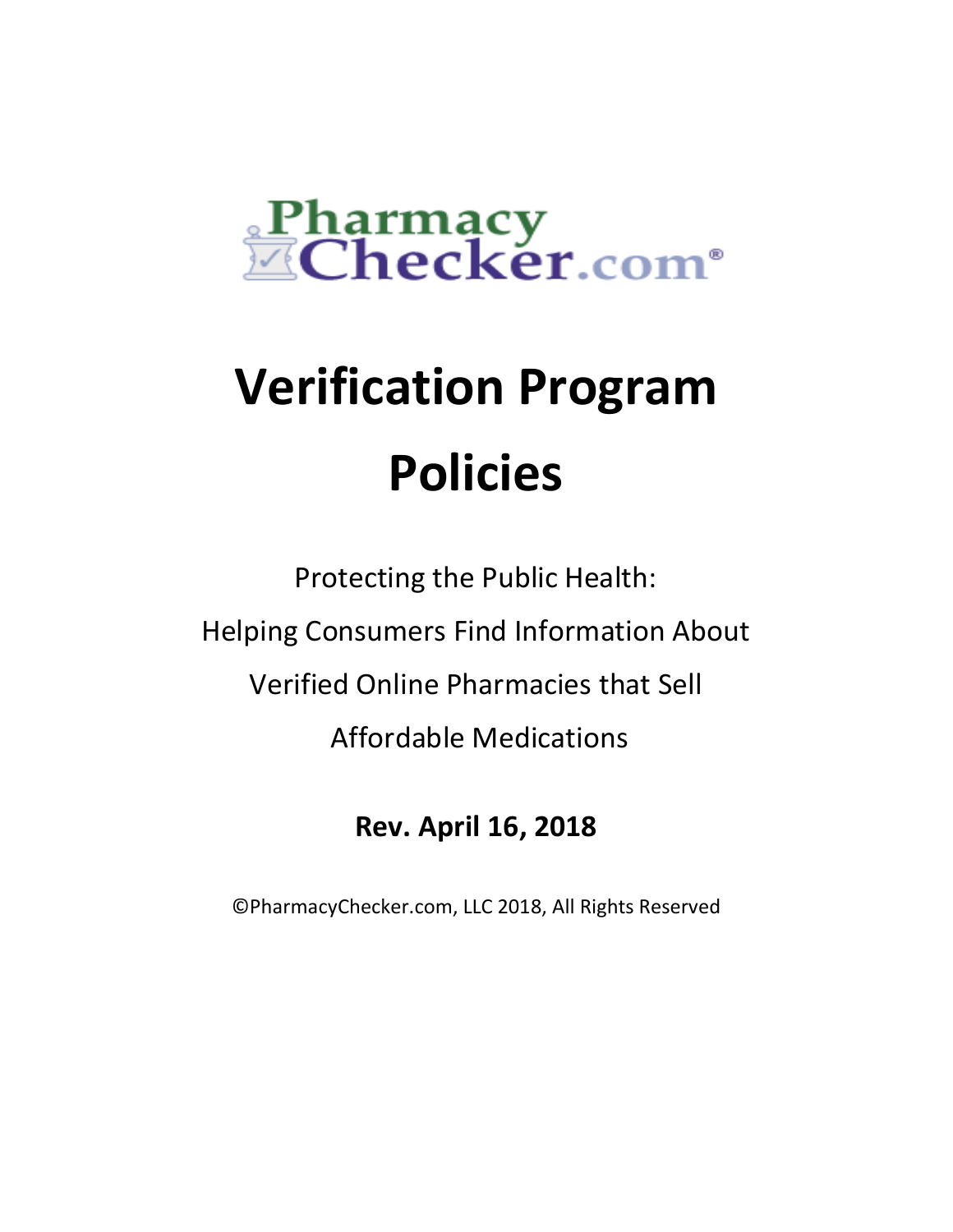PharmacyChecker.com®

# Verification Program Policies

Protecting the Public Health:

Helping Consumers Find Information About

Verified Online Pharmacies that Sell

Affordable Medications

**Rev. April 16, 2018**

©PharmacyChecker.com, LLC 2018, All Rights Reserved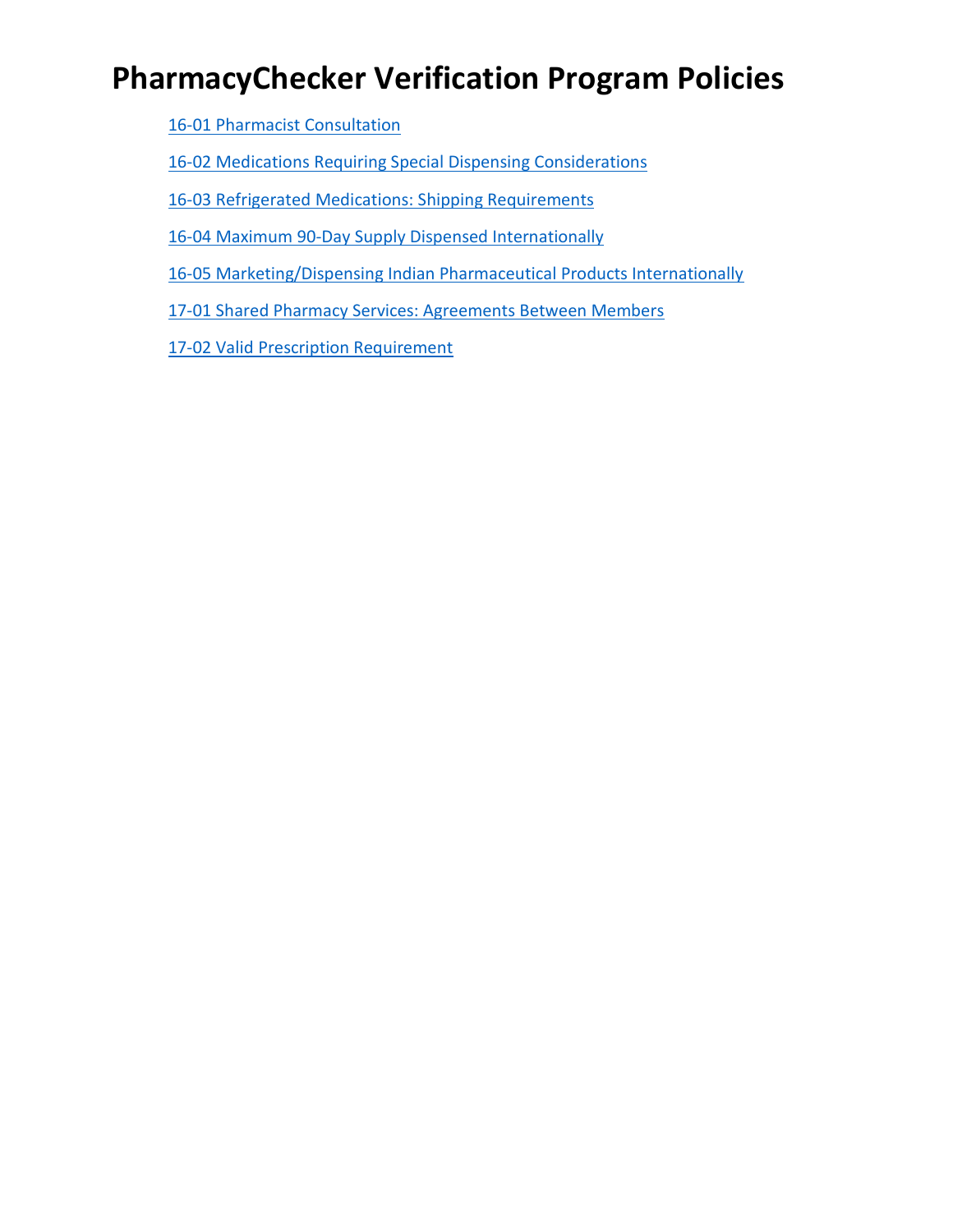# PharmacyChecker Verification Program Policies

16-01 Pharmacist Consultation

16-02 Medications Requiring Special Dispensing Considerations

16-03 Refrigerated Medications: Shipping Requirements

16-04 Maximum 90-Day Supply Dispensed Internationally

16-05 Marketing/Dispensing Indian Pharmaceutical Products Internationally

17-01 Shared Pharmacy Services: Agreements Between Members

17-02 Valid Prescription Requirement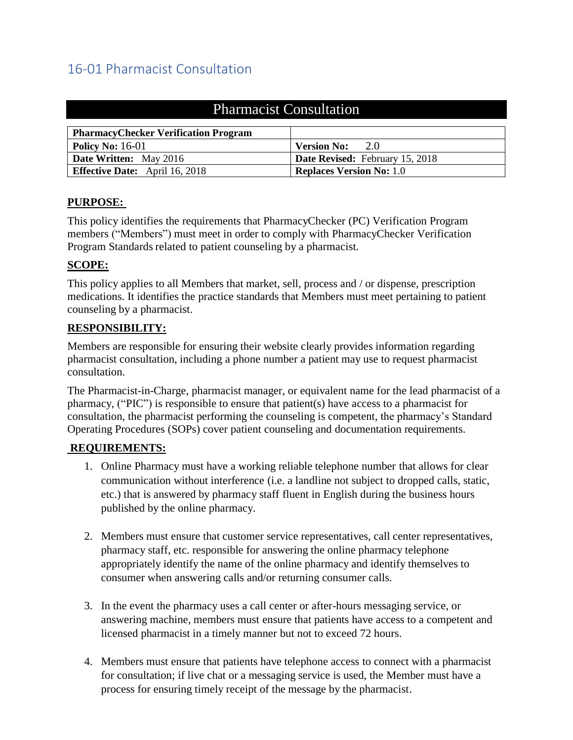## 16-01 Pharmacist Consultation

# Pharmacist Consultation

| **PharmacyChecker Verification Program** | |
|---|---|
| **Policy No:** 16-01 | **Version No:** 2.0 |
| **Date Written:** May 2016 | **Date Revised:** February 15, 2018 |
| **Effective Date:** April 16, 2018 | **Replaces Version No:** 1.0 |

**PURPOSE:**

This policy identifies the requirements that PharmacyChecker (PC) Verification Program members ("Members") must meet in order to comply with PharmacyChecker Verification Program Standards related to patient counseling by a pharmacist.

**SCOPE:**

This policy applies to all Members that market, sell, process and / or dispense, prescription medications. It identifies the practice standards that Members must meet pertaining to patient counseling by a pharmacist.

**RESPONSIBILITY:**

Members are responsible for ensuring their website clearly provides information regarding pharmacist consultation, including a phone number a patient may use to request pharmacist consultation.

The Pharmacist-in-Charge, pharmacist manager, or equivalent name for the lead pharmacist of a pharmacy, ("PIC") is responsible to ensure that patient(s) have access to a pharmacist for consultation, the pharmacist performing the counseling is competent, the pharmacy's Standard Operating Procedures (SOPs) cover patient counseling and documentation requirements.

**REQUIREMENTS:**

1. Online Pharmacy must have a working reliable telephone number that allows for clear communication without interference (i.e. a landline not subject to dropped calls, static, etc.) that is answered by pharmacy staff fluent in English during the business hours published by the online pharmacy.

2. Members must ensure that customer service representatives, call center representatives, pharmacy staff, etc. responsible for answering the online pharmacy telephone appropriately identify the name of the online pharmacy and identify themselves to consumer when answering calls and/or returning consumer calls.

3. In the event the pharmacy uses a call center or after-hours messaging service, or answering machine, members must ensure that patients have access to a competent and licensed pharmacist in a timely manner but not to exceed 72 hours.

4. Members must ensure that patients have telephone access to connect with a pharmacist for consultation; if live chat or a messaging service is used, the Member must have a process for ensuring timely receipt of the message by the pharmacist.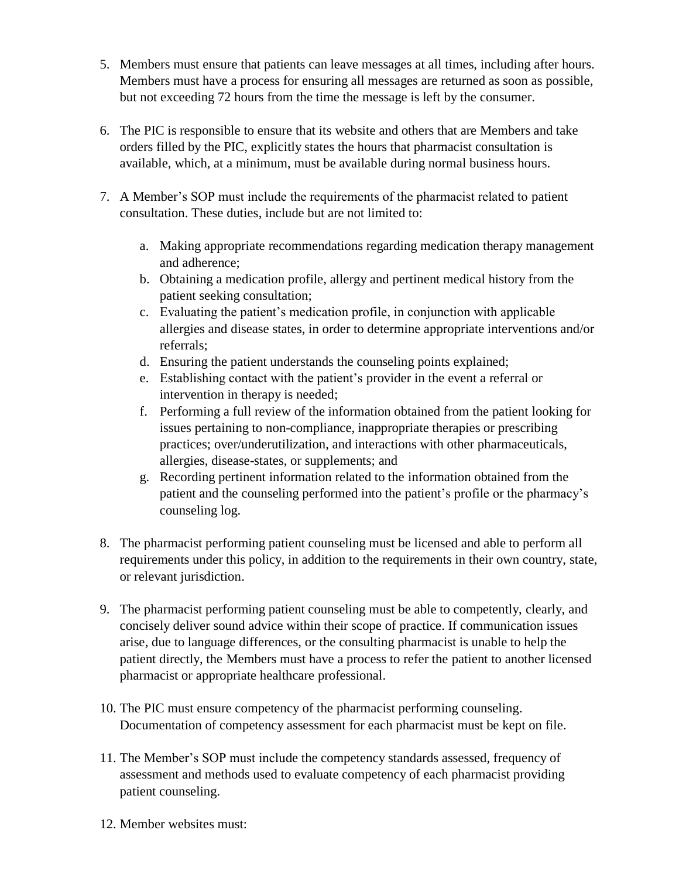5. Members must ensure that patients can leave messages at all times, including after hours. Members must have a process for ensuring all messages are returned as soon as possible, but not exceeding 72 hours from the time the message is left by the consumer.

6. The PIC is responsible to ensure that its website and others that are Members and take orders filled by the PIC, explicitly states the hours that pharmacist consultation is available, which, at a minimum, must be available during normal business hours.

7. A Member's SOP must include the requirements of the pharmacist related to patient consultation. These duties, include but are not limited to:

    a. Making appropriate recommendations regarding medication therapy management and adherence;
    b. Obtaining a medication profile, allergy and pertinent medical history from the patient seeking consultation;
    c. Evaluating the patient's medication profile, in conjunction with applicable allergies and disease states, in order to determine appropriate interventions and/or referrals;
    d. Ensuring the patient understands the counseling points explained;
    e. Establishing contact with the patient's provider in the event a referral or intervention in therapy is needed;
    f. Performing a full review of the information obtained from the patient looking for issues pertaining to non-compliance, inappropriate therapies or prescribing practices; over/underutilization, and interactions with other pharmaceuticals, allergies, disease-states, or supplements; and
    g. Recording pertinent information related to the information obtained from the patient and the counseling performed into the patient's profile or the pharmacy's counseling log.

8. The pharmacist performing patient counseling must be licensed and able to perform all requirements under this policy, in addition to the requirements in their own country, state, or relevant jurisdiction.

9. The pharmacist performing patient counseling must be able to competently, clearly, and concisely deliver sound advice within their scope of practice. If communication issues arise, due to language differences, or the consulting pharmacist is unable to help the patient directly, the Members must have a process to refer the patient to another licensed pharmacist or appropriate healthcare professional.

10. The PIC must ensure competency of the pharmacist performing counseling. Documentation of competency assessment for each pharmacist must be kept on file.

11. The Member's SOP must include the competency standards assessed, frequency of assessment and methods used to evaluate competency of each pharmacist providing patient counseling.

12. Member websites must: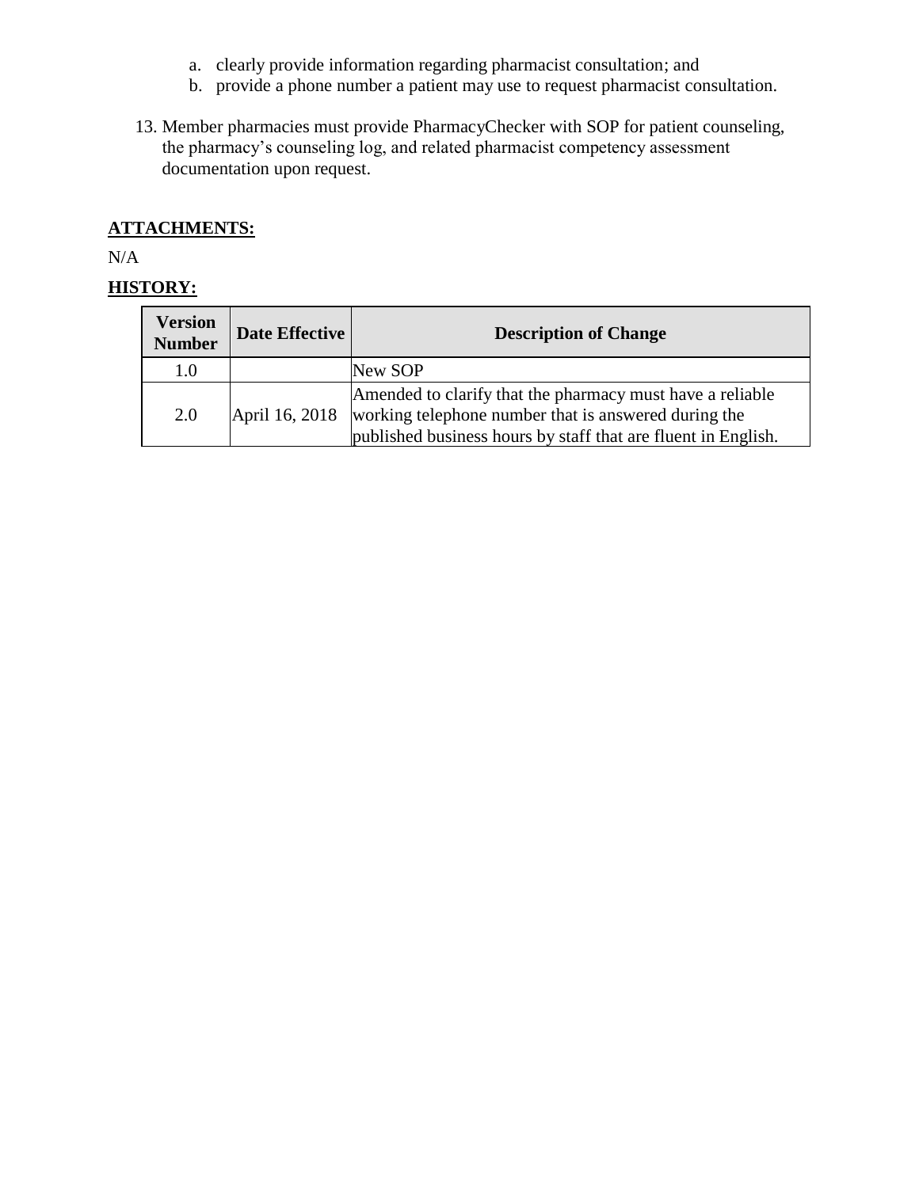a. clearly provide information regarding pharmacist consultation; and
   b. provide a phone number a patient may use to request pharmacist consultation.

13. Member pharmacies must provide PharmacyChecker with SOP for patient counseling, the pharmacy's counseling log, and related pharmacist competency assessment documentation upon request.

**ATTACHMENTS:**

N/A

**HISTORY:**

| Version Number | Date Effective | Description of Change |
| --- | --- | --- |
| 1.0 | | New SOP |
| 2.0 | April 16, 2018 | Amended to clarify that the pharmacy must have a reliable working telephone number that is answered during the published business hours by staff that are fluent in English. |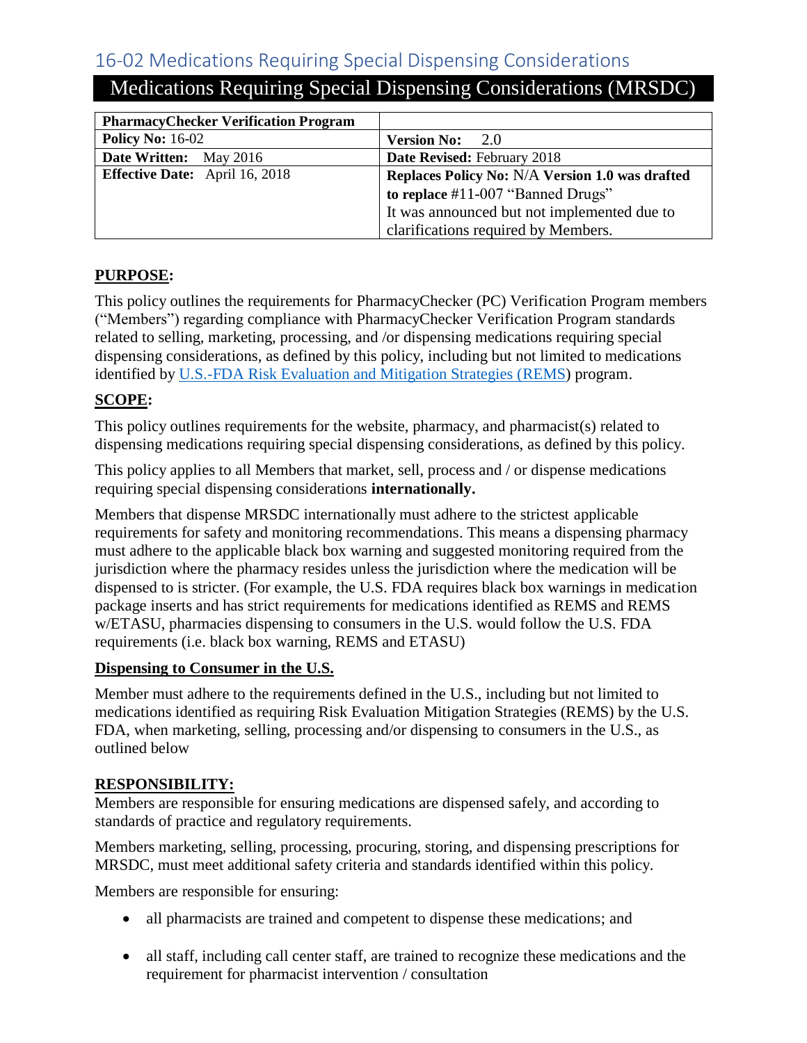## 16-02 Medications Requiring Special Dispensing Considerations

# Medications Requiring Special Dispensing Considerations (MRSDC)

| **PharmacyChecker Verification Program** | |
|---|---|
| **Policy No:** 16-02 | **Version No:** 2.0 |
| **Date Written:** May 2016 | **Date Revised:** February 2018 |
| **Effective Date:** April 16, 2018 | **Replaces Policy No:** N/A **Version 1.0 was drafted to replace** #11-007 "Banned Drugs" It was announced but not implemented due to clarifications required by Members. |

**PURPOSE:**

This policy outlines the requirements for PharmacyChecker (PC) Verification Program members ("Members") regarding compliance with PharmacyChecker Verification Program standards related to selling, marketing, processing, and /or dispensing medications requiring special dispensing considerations, as defined by this policy, including but not limited to medications identified by U.S.-FDA Risk Evaluation and Mitigation Strategies (REMS) program.

**SCOPE:**

This policy outlines requirements for the website, pharmacy, and pharmacist(s) related to dispensing medications requiring special dispensing considerations, as defined by this policy.

This policy applies to all Members that market, sell, process and / or dispense medications requiring special dispensing considerations **internationally.**

Members that dispense MRSDC internationally must adhere to the strictest applicable requirements for safety and monitoring recommendations. This means a dispensing pharmacy must adhere to the applicable black box warning and suggested monitoring required from the jurisdiction where the pharmacy resides unless the jurisdiction where the medication will be dispensed to is stricter. (For example, the U.S. FDA requires black box warnings in medication package inserts and has strict requirements for medications identified as REMS and REMS w/ETASU, pharmacies dispensing to consumers in the U.S. would follow the U.S. FDA requirements (i.e. black box warning, REMS and ETASU)

**Dispensing to Consumer in the U.S.**

Member must adhere to the requirements defined in the U.S., including but not limited to medications identified as requiring Risk Evaluation Mitigation Strategies (REMS) by the U.S. FDA, when marketing, selling, processing and/or dispensing to consumers in the U.S., as outlined below

**RESPONSIBILITY:**

Members are responsible for ensuring medications are dispensed safely, and according to standards of practice and regulatory requirements.

Members marketing, selling, processing, procuring, storing, and dispensing prescriptions for MRSDC, must meet additional safety criteria and standards identified within this policy.

Members are responsible for ensuring:

- all pharmacists are trained and competent to dispense these medications; and
- all staff, including call center staff, are trained to recognize these medications and the requirement for pharmacist intervention / consultation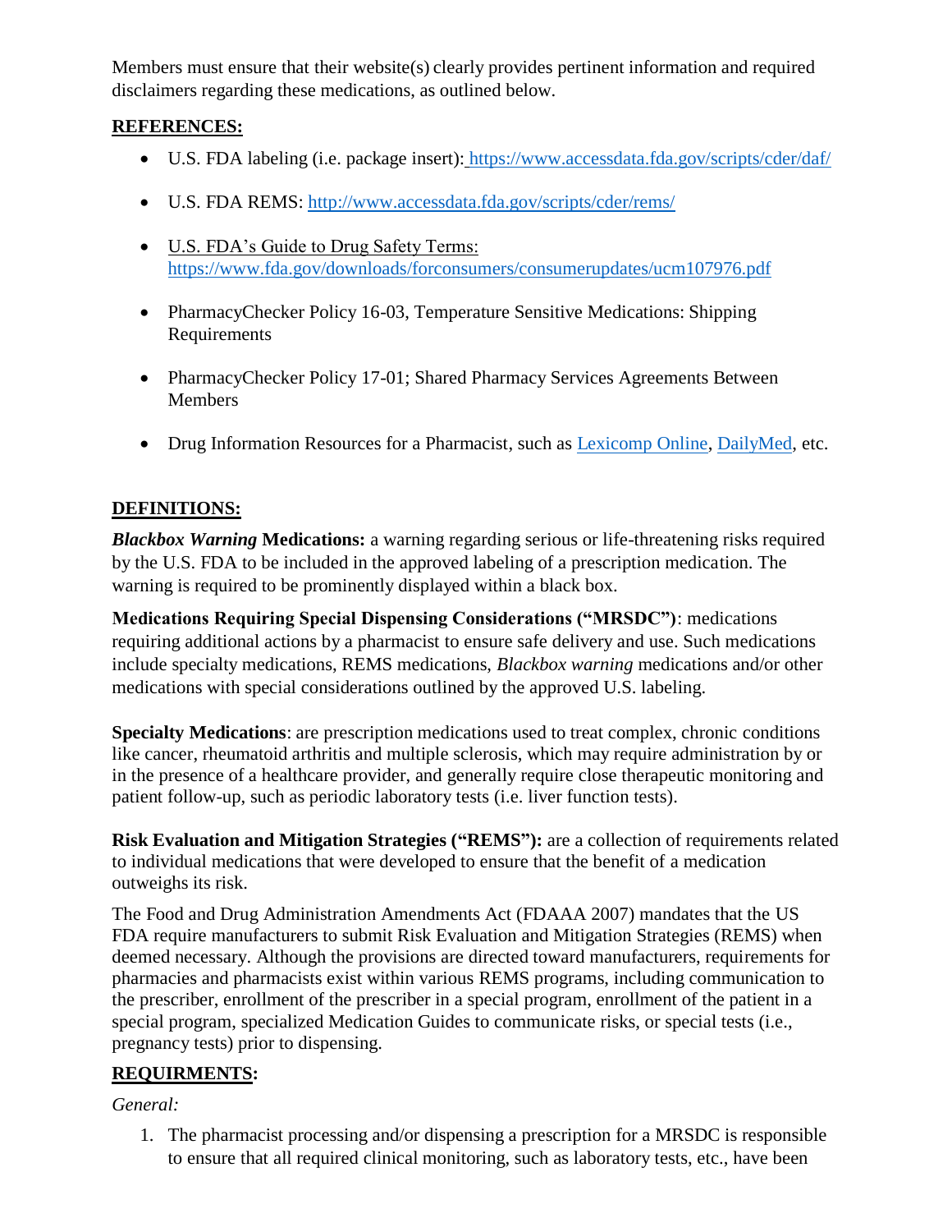Members must ensure that their website(s) clearly provides pertinent information and required disclaimers regarding these medications, as outlined below.

**REFERENCES:**

- U.S. FDA labeling (i.e. package insert): https://www.accessdata.fda.gov/scripts/cder/daf/
- U.S. FDA REMS: http://www.accessdata.fda.gov/scripts/cder/rems/
- U.S. FDA's Guide to Drug Safety Terms: https://www.fda.gov/downloads/forconsumers/consumerupdates/ucm107976.pdf
- PharmacyChecker Policy 16-03, Temperature Sensitive Medications: Shipping Requirements
- PharmacyChecker Policy 17-01; Shared Pharmacy Services Agreements Between Members
- Drug Information Resources for a Pharmacist, such as Lexicomp Online, DailyMed, etc.

**DEFINITIONS:**

***Blackbox Warning* Medications:** a warning regarding serious or life-threatening risks required by the U.S. FDA to be included in the approved labeling of a prescription medication. The warning is required to be prominently displayed within a black box.

**Medications Requiring Special Dispensing Considerations ("MRSDC")**: medications requiring additional actions by a pharmacist to ensure safe delivery and use. Such medications include specialty medications, REMS medications, *Blackbox warning* medications and/or other medications with special considerations outlined by the approved U.S. labeling.

**Specialty Medications**: are prescription medications used to treat complex, chronic conditions like cancer, rheumatoid arthritis and multiple sclerosis, which may require administration by or in the presence of a healthcare provider, and generally require close therapeutic monitoring and patient follow-up, such as periodic laboratory tests (i.e. liver function tests).

**Risk Evaluation and Mitigation Strategies ("REMS"):** are a collection of requirements related to individual medications that were developed to ensure that the benefit of a medication outweighs its risk.

The Food and Drug Administration Amendments Act (FDAAA 2007) mandates that the US FDA require manufacturers to submit Risk Evaluation and Mitigation Strategies (REMS) when deemed necessary. Although the provisions are directed toward manufacturers, requirements for pharmacies and pharmacists exist within various REMS programs, including communication to the prescriber, enrollment of the prescriber in a special program, enrollment of the patient in a special program, specialized Medication Guides to communicate risks, or special tests (i.e., pregnancy tests) prior to dispensing.

**REQUIRMENTS:**

*General:*

1. The pharmacist processing and/or dispensing a prescription for a MRSDC is responsible to ensure that all required clinical monitoring, such as laboratory tests, etc., have been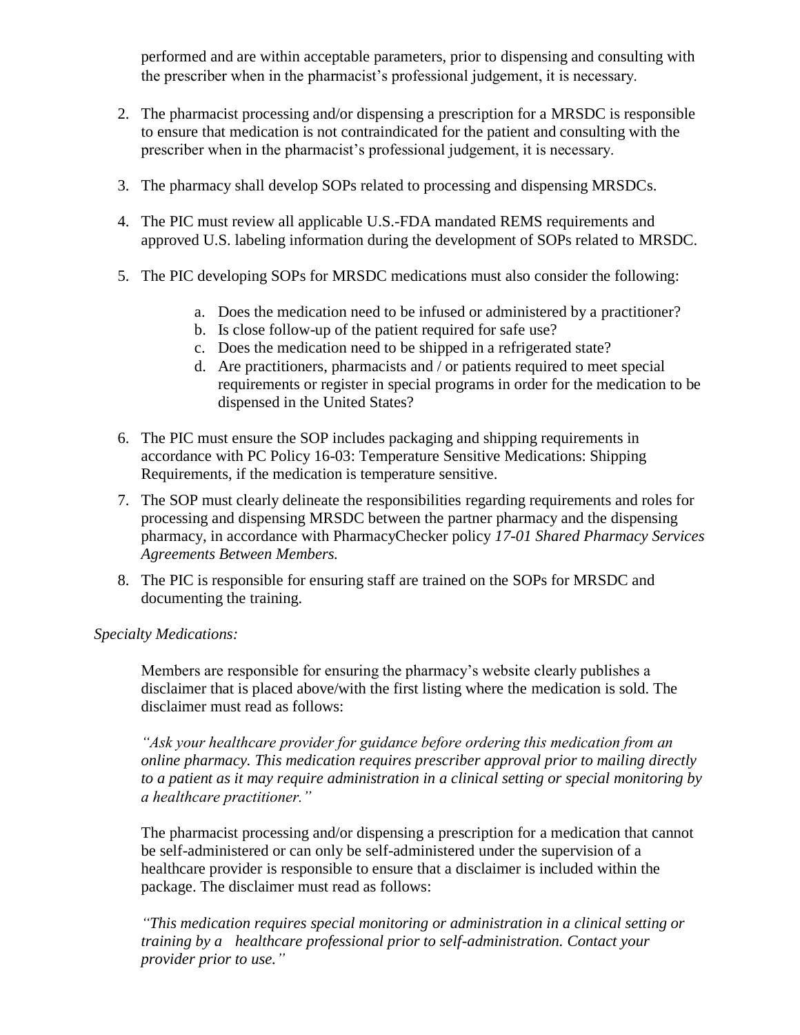performed and are within acceptable parameters, prior to dispensing and consulting with the prescriber when in the pharmacist's professional judgement, it is necessary.

2. The pharmacist processing and/or dispensing a prescription for a MRSDC is responsible to ensure that medication is not contraindicated for the patient and consulting with the prescriber when in the pharmacist's professional judgement, it is necessary.

3. The pharmacy shall develop SOPs related to processing and dispensing MRSDCs.

4. The PIC must review all applicable U.S.-FDA mandated REMS requirements and approved U.S. labeling information during the development of SOPs related to MRSDC.

5. The PIC developing SOPs for MRSDC medications must also consider the following:

    a. Does the medication need to be infused or administered by a practitioner?
    b. Is close follow-up of the patient required for safe use?
    c. Does the medication need to be shipped in a refrigerated state?
    d. Are practitioners, pharmacists and / or patients required to meet special requirements or register in special programs in order for the medication to be dispensed in the United States?

6. The PIC must ensure the SOP includes packaging and shipping requirements in accordance with PC Policy 16-03: Temperature Sensitive Medications: Shipping Requirements, if the medication is temperature sensitive.

7. The SOP must clearly delineate the responsibilities regarding requirements and roles for processing and dispensing MRSDC between the partner pharmacy and the dispensing pharmacy, in accordance with PharmacyChecker policy *17-01 Shared Pharmacy Services Agreements Between Members.*

8. The PIC is responsible for ensuring staff are trained on the SOPs for MRSDC and documenting the training.

*Specialty Medications:*

Members are responsible for ensuring the pharmacy's website clearly publishes a disclaimer that is placed above/with the first listing where the medication is sold. The disclaimer must read as follows:

*"Ask your healthcare provider for guidance before ordering this medication from an online pharmacy. This medication requires prescriber approval prior to mailing directly to a patient as it may require administration in a clinical setting or special monitoring by a healthcare practitioner."*

The pharmacist processing and/or dispensing a prescription for a medication that cannot be self-administered or can only be self-administered under the supervision of a healthcare provider is responsible to ensure that a disclaimer is included within the package. The disclaimer must read as follows:

*"This medication requires special monitoring or administration in a clinical setting or training by a healthcare professional prior to self-administration. Contact your provider prior to use."*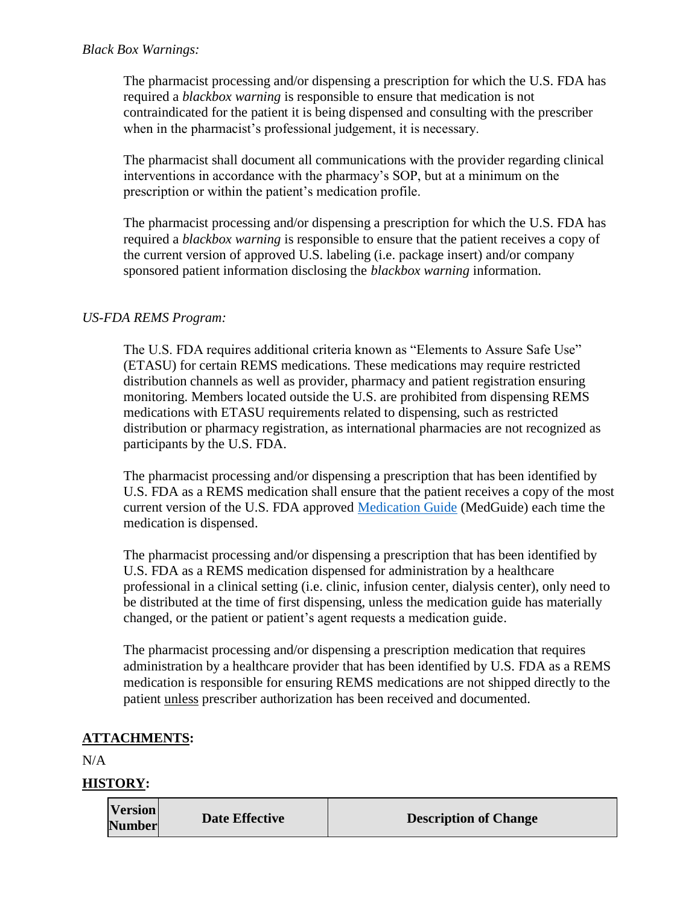*Black Box Warnings:*

The pharmacist processing and/or dispensing a prescription for which the U.S. FDA has required a *blackbox warning* is responsible to ensure that medication is not contraindicated for the patient it is being dispensed and consulting with the prescriber when in the pharmacist's professional judgement, it is necessary.

The pharmacist shall document all communications with the provider regarding clinical interventions in accordance with the pharmacy's SOP, but at a minimum on the prescription or within the patient's medication profile.

The pharmacist processing and/or dispensing a prescription for which the U.S. FDA has required a *blackbox warning* is responsible to ensure that the patient receives a copy of the current version of approved U.S. labeling (i.e. package insert) and/or company sponsored patient information disclosing the *blackbox warning* information.

*US-FDA REMS Program:*

The U.S. FDA requires additional criteria known as "Elements to Assure Safe Use" (ETASU) for certain REMS medications. These medications may require restricted distribution channels as well as provider, pharmacy and patient registration ensuring monitoring. Members located outside the U.S. are prohibited from dispensing REMS medications with ETASU requirements related to dispensing, such as restricted distribution or pharmacy registration, as international pharmacies are not recognized as participants by the U.S. FDA.

The pharmacist processing and/or dispensing a prescription that has been identified by U.S. FDA as a REMS medication shall ensure that the patient receives a copy of the most current version of the U.S. FDA approved Medication Guide (MedGuide) each time the medication is dispensed.

The pharmacist processing and/or dispensing a prescription that has been identified by U.S. FDA as a REMS medication dispensed for administration by a healthcare professional in a clinical setting (i.e. clinic, infusion center, dialysis center), only need to be distributed at the time of first dispensing, unless the medication guide has materially changed, or the patient or patient's agent requests a medication guide.

The pharmacist processing and/or dispensing a prescription medication that requires administration by a healthcare provider that has been identified by U.S. FDA as a REMS medication is responsible for ensuring REMS medications are not shipped directly to the patient unless prescriber authorization has been received and documented.

**ATTACHMENTS:**

N/A

**HISTORY:**

| Version Number | Date Effective | Description of Change |
|---|---|---|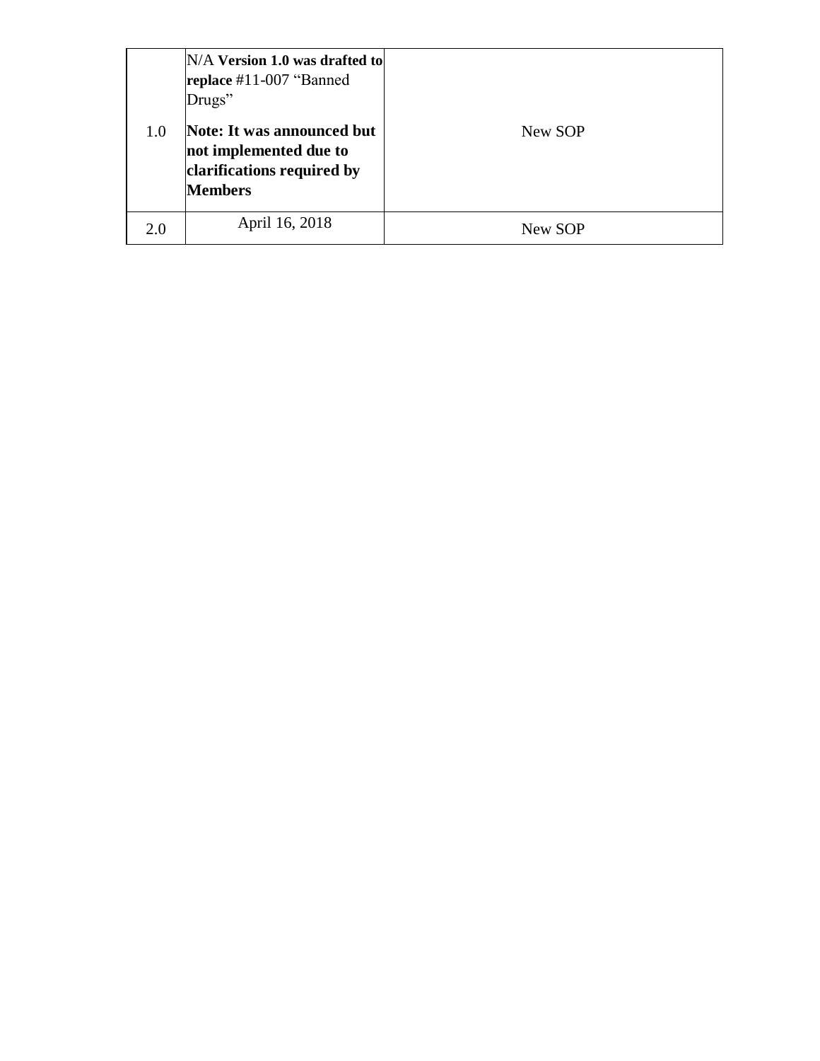| | | |
|---|---|---|
| 1.0 | N/A **Version 1.0 was drafted to replace** #11-007 "Banned Drugs"<br><br>**Note: It was announced but not implemented due to clarifications required by Members** | New SOP |
| 2.0 | April 16, 2018 | New SOP |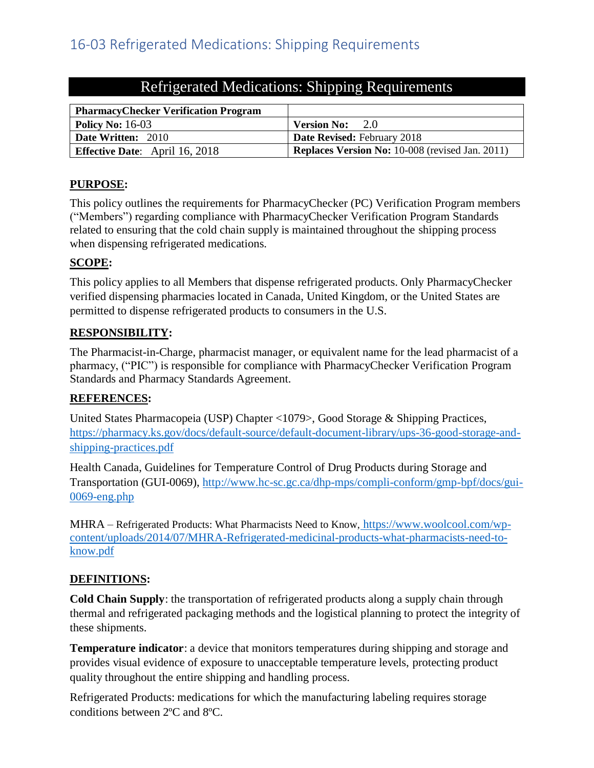# 16-03 Refrigerated Medications: Shipping Requirements

## Refrigerated Medications: Shipping Requirements

| **PharmacyChecker Verification Program** | |
|---|---|
| **Policy No:** 16-03 | **Version No:** 2.0 |
| **Date Written:** 2010 | **Date Revised:** February 2018 |
| **Effective Date**: April 16, 2018 | **Replaces Version No:** 10-008 (revised Jan. 2011) |

### PURPOSE:

This policy outlines the requirements for PharmacyChecker (PC) Verification Program members ("Members") regarding compliance with PharmacyChecker Verification Program Standards related to ensuring that the cold chain supply is maintained throughout the shipping process when dispensing refrigerated medications.

### SCOPE:

This policy applies to all Members that dispense refrigerated products. Only PharmacyChecker verified dispensing pharmacies located in Canada, United Kingdom, or the United States are permitted to dispense refrigerated products to consumers in the U.S.

### RESPONSIBILITY:

The Pharmacist-in-Charge, pharmacist manager, or equivalent name for the lead pharmacist of a pharmacy, ("PIC") is responsible for compliance with PharmacyChecker Verification Program Standards and Pharmacy Standards Agreement.

### REFERENCES:

United States Pharmacopeia (USP) Chapter <1079>, Good Storage & Shipping Practices, https://pharmacy.ks.gov/docs/default-source/default-document-library/ups-36-good-storage-and-shipping-practices.pdf

Health Canada, Guidelines for Temperature Control of Drug Products during Storage and Transportation (GUI-0069), http://www.hc-sc.gc.ca/dhp-mps/compli-conform/gmp-bpf/docs/gui-0069-eng.php

MHRA – Refrigerated Products: What Pharmacists Need to Know, https://www.woolcool.com/wp-content/uploads/2014/07/MHRA-Refrigerated-medicinal-products-what-pharmacists-need-to-know.pdf

### DEFINITIONS:

**Cold Chain Supply**: the transportation of refrigerated products along a supply chain through thermal and refrigerated packaging methods and the logistical planning to protect the integrity of these shipments.

**Temperature indicator**: a device that monitors temperatures during shipping and storage and provides visual evidence of exposure to unacceptable temperature levels, protecting product quality throughout the entire shipping and handling process.

Refrigerated Products: medications for which the manufacturing labeling requires storage conditions between 2ºC and 8ºC.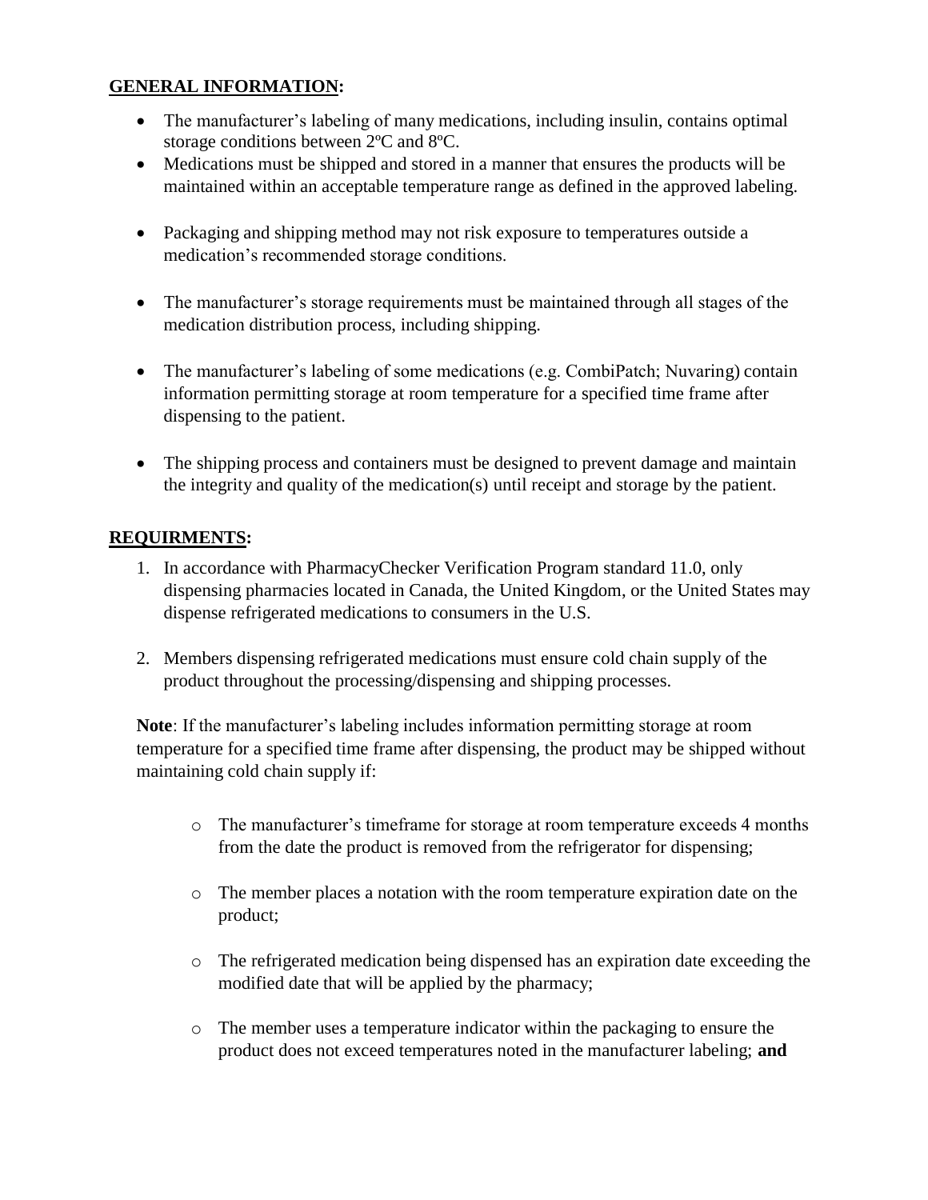## GENERAL INFORMATION:

- The manufacturer's labeling of many medications, including insulin, contains optimal storage conditions between 2ºC and 8ºC.
- Medications must be shipped and stored in a manner that ensures the products will be maintained within an acceptable temperature range as defined in the approved labeling.
- Packaging and shipping method may not risk exposure to temperatures outside a medication's recommended storage conditions.
- The manufacturer's storage requirements must be maintained through all stages of the medication distribution process, including shipping.
- The manufacturer's labeling of some medications (e.g. CombiPatch; Nuvaring) contain information permitting storage at room temperature for a specified time frame after dispensing to the patient.
- The shipping process and containers must be designed to prevent damage and maintain the integrity and quality of the medication(s) until receipt and storage by the patient.

## REQUIRMENTS:

1. In accordance with PharmacyChecker Verification Program standard 11.0, only dispensing pharmacies located in Canada, the United Kingdom, or the United States may dispense refrigerated medications to consumers in the U.S.
2. Members dispensing refrigerated medications must ensure cold chain supply of the product throughout the processing/dispensing and shipping processes.

**Note**: If the manufacturer's labeling includes information permitting storage at room temperature for a specified time frame after dispensing, the product may be shipped without maintaining cold chain supply if:

- The manufacturer's timeframe for storage at room temperature exceeds 4 months from the date the product is removed from the refrigerator for dispensing;
- The member places a notation with the room temperature expiration date on the product;
- The refrigerated medication being dispensed has an expiration date exceeding the modified date that will be applied by the pharmacy;
- The member uses a temperature indicator within the packaging to ensure the product does not exceed temperatures noted in the manufacturer labeling; **and**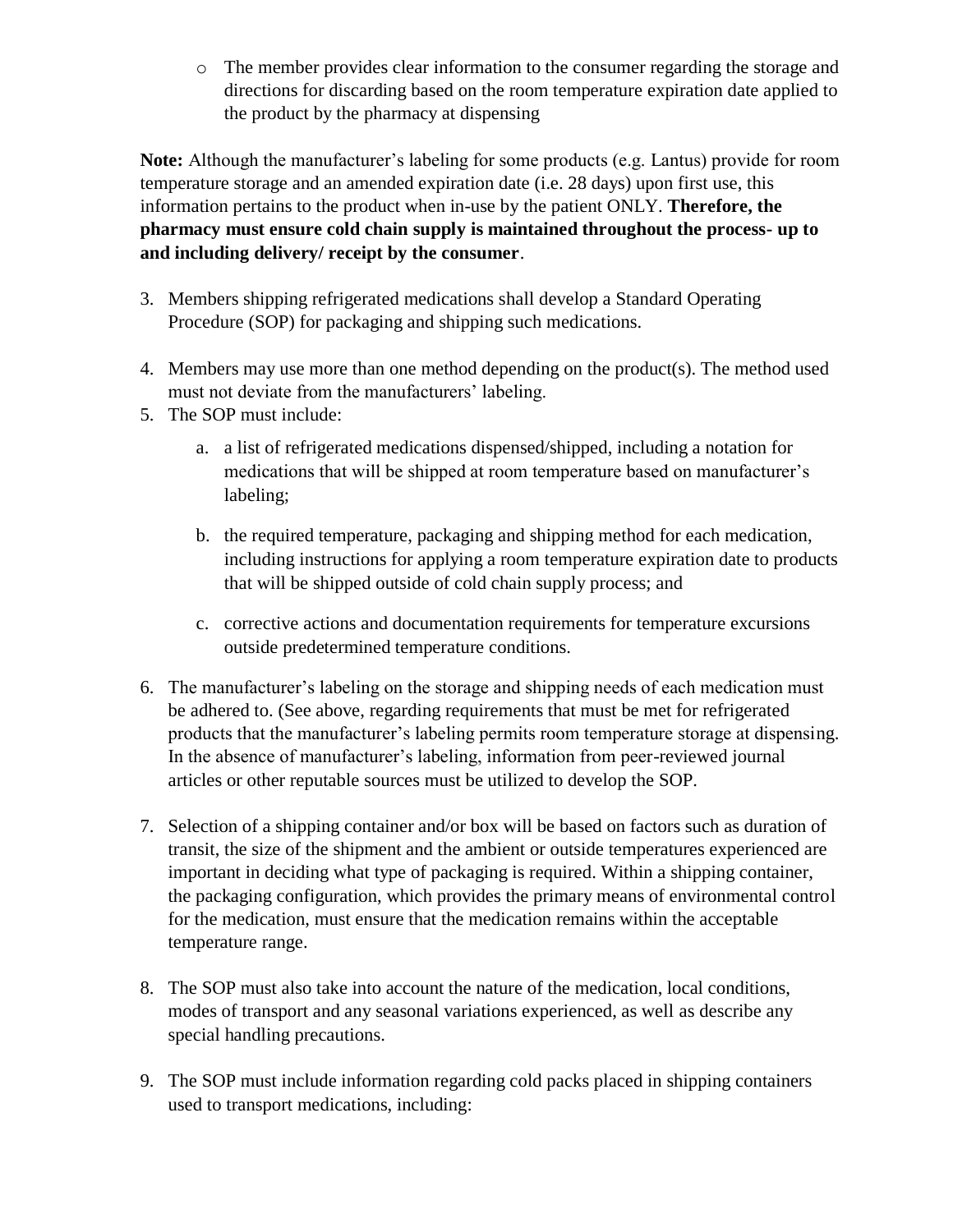- The member provides clear information to the consumer regarding the storage and directions for discarding based on the room temperature expiration date applied to the product by the pharmacy at dispensing

**Note:** Although the manufacturer's labeling for some products (e.g. Lantus) provide for room temperature storage and an amended expiration date (i.e. 28 days) upon first use, this information pertains to the product when in-use by the patient ONLY. **Therefore, the pharmacy must ensure cold chain supply is maintained throughout the process- up to and including delivery/ receipt by the consumer**.

3. Members shipping refrigerated medications shall develop a Standard Operating Procedure (SOP) for packaging and shipping such medications.

4. Members may use more than one method depending on the product(s). The method used must not deviate from the manufacturers' labeling.
5. The SOP must include:

   a. a list of refrigerated medications dispensed/shipped, including a notation for medications that will be shipped at room temperature based on manufacturer's labeling;

   b. the required temperature, packaging and shipping method for each medication, including instructions for applying a room temperature expiration date to products that will be shipped outside of cold chain supply process; and

   c. corrective actions and documentation requirements for temperature excursions outside predetermined temperature conditions.

6. The manufacturer's labeling on the storage and shipping needs of each medication must be adhered to. (See above, regarding requirements that must be met for refrigerated products that the manufacturer's labeling permits room temperature storage at dispensing. In the absence of manufacturer's labeling, information from peer-reviewed journal articles or other reputable sources must be utilized to develop the SOP.

7. Selection of a shipping container and/or box will be based on factors such as duration of transit, the size of the shipment and the ambient or outside temperatures experienced are important in deciding what type of packaging is required. Within a shipping container, the packaging configuration, which provides the primary means of environmental control for the medication, must ensure that the medication remains within the acceptable temperature range.

8. The SOP must also take into account the nature of the medication, local conditions, modes of transport and any seasonal variations experienced, as well as describe any special handling precautions.

9. The SOP must include information regarding cold packs placed in shipping containers used to transport medications, including: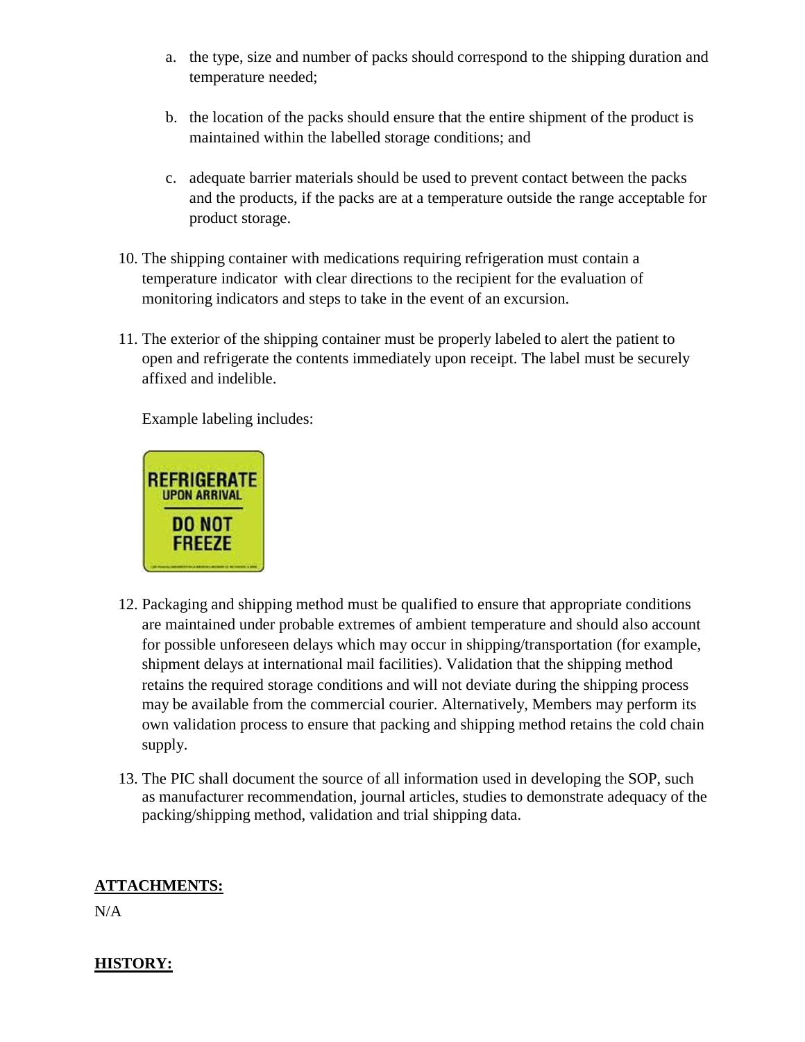a. the type, size and number of packs should correspond to the shipping duration and temperature needed;

b. the location of the packs should ensure that the entire shipment of the product is maintained within the labelled storage conditions; and

c. adequate barrier materials should be used to prevent contact between the packs and the products, if the packs are at a temperature outside the range acceptable for product storage.

10. The shipping container with medications requiring refrigeration must contain a temperature indicator with clear directions to the recipient for the evaluation of monitoring indicators and steps to take in the event of an excursion.

11. The exterior of the shipping container must be properly labeled to alert the patient to open and refrigerate the contents immediately upon receipt. The label must be securely affixed and indelible.

    Example labeling includes:

12. Packaging and shipping method must be qualified to ensure that appropriate conditions are maintained under probable extremes of ambient temperature and should also account for possible unforeseen delays which may occur in shipping/transportation (for example, shipment delays at international mail facilities). Validation that the shipping method retains the required storage conditions and will not deviate during the shipping process may be available from the commercial courier. Alternatively, Members may perform its own validation process to ensure that packing and shipping method retains the cold chain supply.

13. The PIC shall document the source of all information used in developing the SOP, such as manufacturer recommendation, journal articles, studies to demonstrate adequacy of the packing/shipping method, validation and trial shipping data.

## ATTACHMENTS:

N/A

## HISTORY: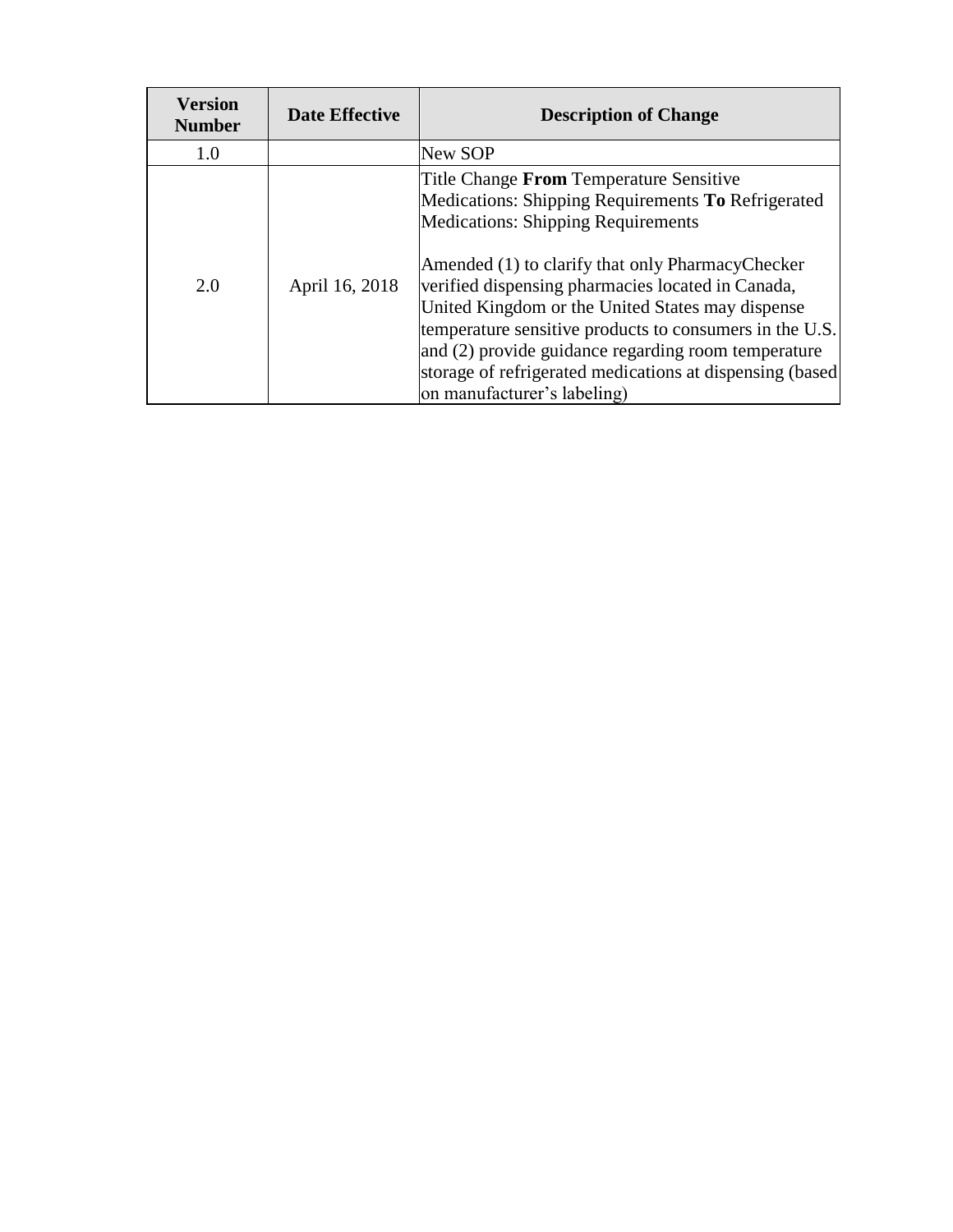| Version Number | Date Effective | Description of Change |
|---|---|---|
| 1.0 | | New SOP |
| 2.0 | April 16, 2018 | Title Change **From** Temperature Sensitive Medications: Shipping Requirements **To** Refrigerated Medications: Shipping Requirements<br><br>Amended (1) to clarify that only PharmacyChecker verified dispensing pharmacies located in Canada, United Kingdom or the United States may dispense temperature sensitive products to consumers in the U.S. and (2) provide guidance regarding room temperature storage of refrigerated medications at dispensing (based on manufacturer's labeling) |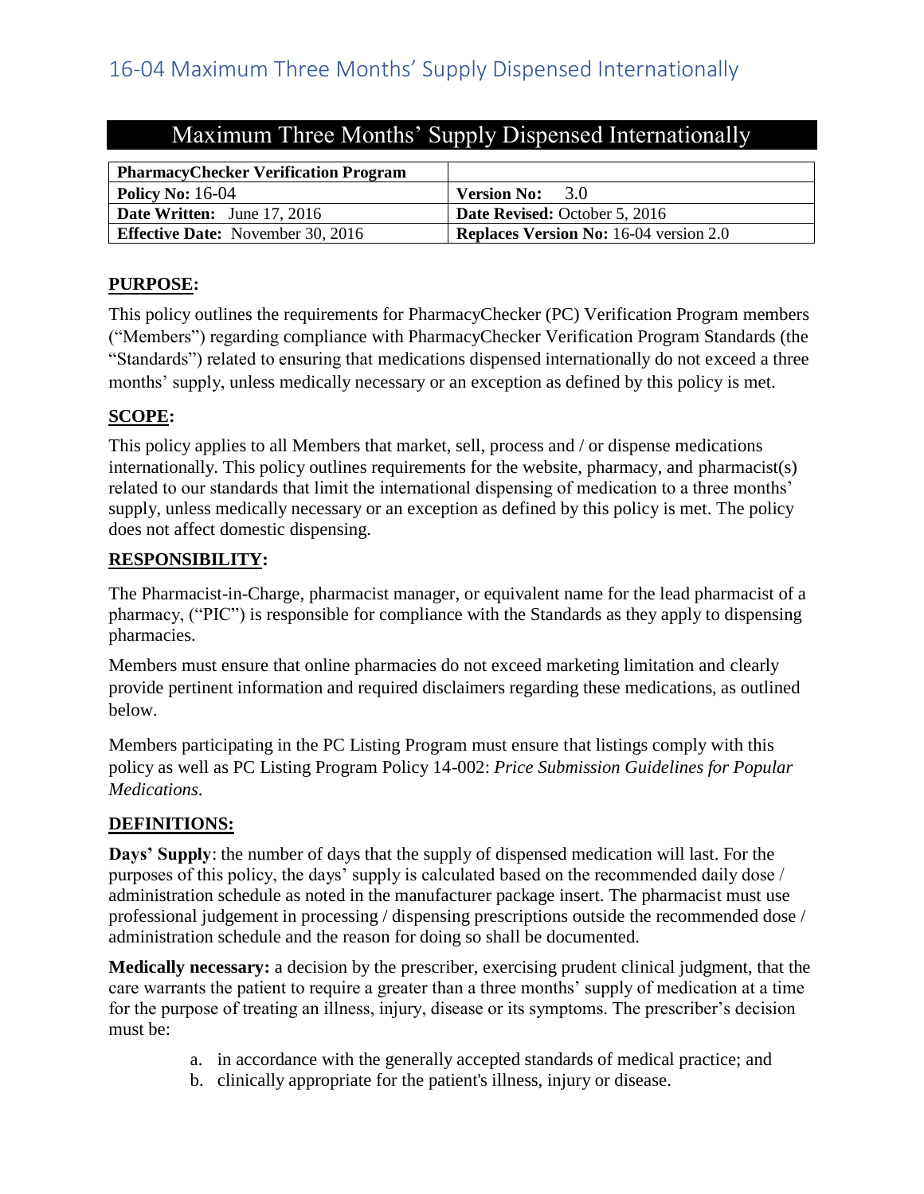# 16-04 Maximum Three Months' Supply Dispensed Internationally

## Maximum Three Months' Supply Dispensed Internationally

| **PharmacyChecker Verification Program** | |
|---|---|
| **Policy No:** 16-04 | **Version No:** 3.0 |
| **Date Written:** June 17, 2016 | **Date Revised:** October 5, 2016 |
| **Effective Date:** November 30, 2016 | **Replaces Version No:** 16-04 version 2.0 |

**PURPOSE:**

This policy outlines the requirements for PharmacyChecker (PC) Verification Program members ("Members") regarding compliance with PharmacyChecker Verification Program Standards (the "Standards") related to ensuring that medications dispensed internationally do not exceed a three months' supply, unless medically necessary or an exception as defined by this policy is met.

**SCOPE:**

This policy applies to all Members that market, sell, process and / or dispense medications internationally. This policy outlines requirements for the website, pharmacy, and pharmacist(s) related to our standards that limit the international dispensing of medication to a three months' supply, unless medically necessary or an exception as defined by this policy is met. The policy does not affect domestic dispensing.

**RESPONSIBILITY:**

The Pharmacist-in-Charge, pharmacist manager, or equivalent name for the lead pharmacist of a pharmacy, ("PIC") is responsible for compliance with the Standards as they apply to dispensing pharmacies.

Members must ensure that online pharmacies do not exceed marketing limitation and clearly provide pertinent information and required disclaimers regarding these medications, as outlined below.

Members participating in the PC Listing Program must ensure that listings comply with this policy as well as PC Listing Program Policy 14-002: *Price Submission Guidelines for Popular Medications*.

**DEFINITIONS:**

**Days' Supply**: the number of days that the supply of dispensed medication will last. For the purposes of this policy, the days' supply is calculated based on the recommended daily dose / administration schedule as noted in the manufacturer package insert. The pharmacist must use professional judgement in processing / dispensing prescriptions outside the recommended dose / administration schedule and the reason for doing so shall be documented.

**Medically necessary:** a decision by the prescriber, exercising prudent clinical judgment, that the care warrants the patient to require a greater than a three months' supply of medication at a time for the purpose of treating an illness, injury, disease or its symptoms. The prescriber's decision must be:

a. in accordance with the generally accepted standards of medical practice; and
b. clinically appropriate for the patient's illness, injury or disease.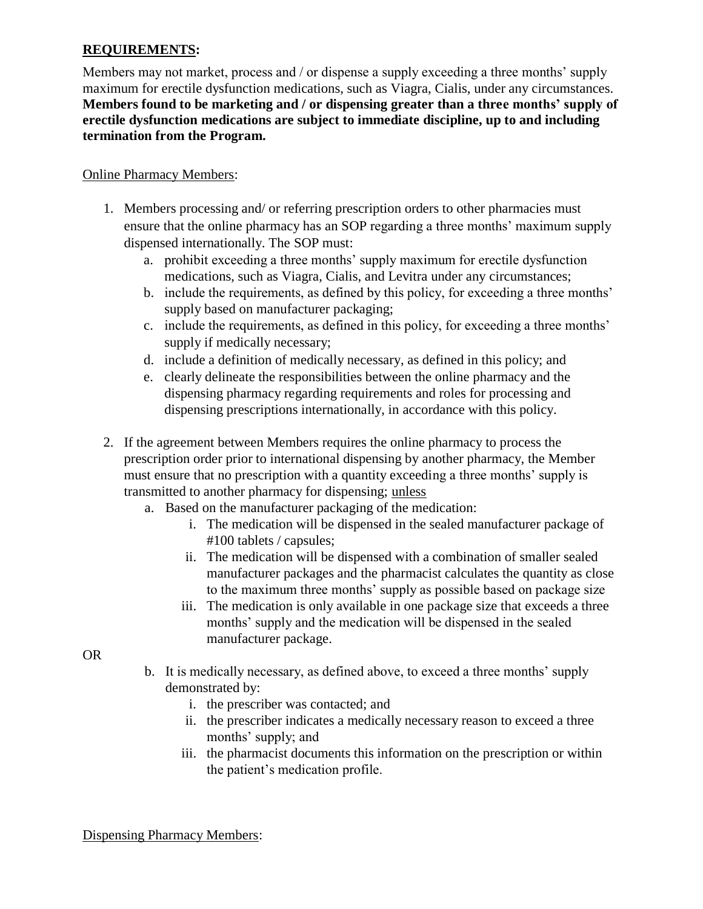**REQUIREMENTS:**

Members may not market, process and / or dispense a supply exceeding a three months' supply maximum for erectile dysfunction medications, such as Viagra, Cialis, under any circumstances. **Members found to be marketing and / or dispensing greater than a three months' supply of erectile dysfunction medications are subject to immediate discipline, up to and including termination from the Program.**

<u>Online Pharmacy Members</u>:

1. Members processing and/ or referring prescription orders to other pharmacies must ensure that the online pharmacy has an SOP regarding a three months' maximum supply dispensed internationally. The SOP must:
   a. prohibit exceeding a three months' supply maximum for erectile dysfunction medications, such as Viagra, Cialis, and Levitra under any circumstances;
   b. include the requirements, as defined by this policy, for exceeding a three months' supply based on manufacturer packaging;
   c. include the requirements, as defined in this policy, for exceeding a three months' supply if medically necessary;
   d. include a definition of medically necessary, as defined in this policy; and
   e. clearly delineate the responsibilities between the online pharmacy and the dispensing pharmacy regarding requirements and roles for processing and dispensing prescriptions internationally, in accordance with this policy.

2. If the agreement between Members requires the online pharmacy to process the prescription order prior to international dispensing by another pharmacy, the Member must ensure that no prescription with a quantity exceeding a three months' supply is transmitted to another pharmacy for dispensing; <u>unless</u>
   a. Based on the manufacturer packaging of the medication:
      i. The medication will be dispensed in the sealed manufacturer package of #100 tablets / capsules;
      ii. The medication will be dispensed with a combination of smaller sealed manufacturer packages and the pharmacist calculates the quantity as close to the maximum three months' supply as possible based on package size
      iii. The medication is only available in one package size that exceeds a three months' supply and the medication will be dispensed in the sealed manufacturer package.

OR

   b. It is medically necessary, as defined above, to exceed a three months' supply demonstrated by:
      i. the prescriber was contacted; and
      ii. the prescriber indicates a medically necessary reason to exceed a three months' supply; and
      iii. the pharmacist documents this information on the prescription or within the patient's medication profile.

<u>Dispensing Pharmacy Members</u>: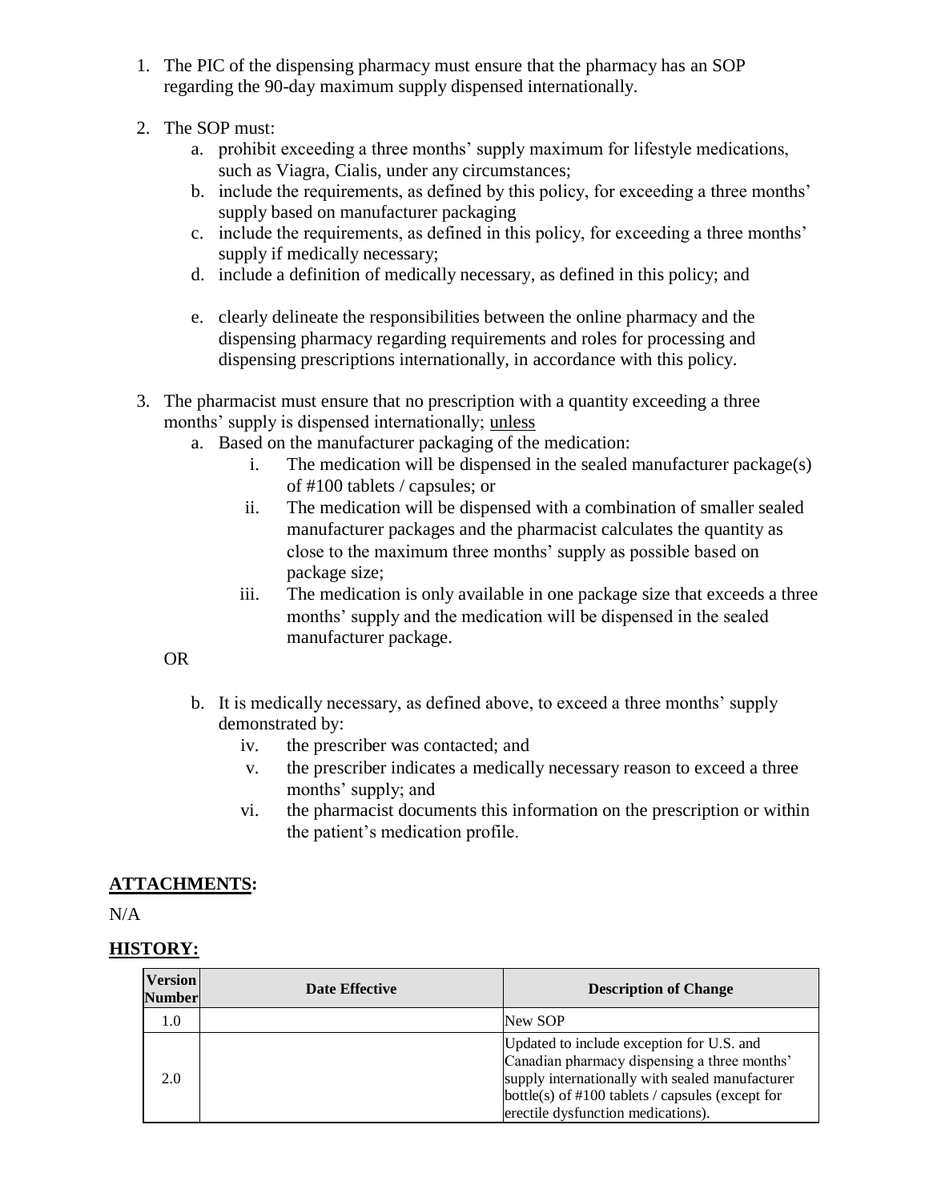1. The PIC of the dispensing pharmacy must ensure that the pharmacy has an SOP regarding the 90-day maximum supply dispensed internationally.

2. The SOP must:
   a. prohibit exceeding a three months' supply maximum for lifestyle medications, such as Viagra, Cialis, under any circumstances;
   b. include the requirements, as defined by this policy, for exceeding a three months' supply based on manufacturer packaging
   c. include the requirements, as defined in this policy, for exceeding a three months' supply if medically necessary;
   d. include a definition of medically necessary, as defined in this policy; and
   e. clearly delineate the responsibilities between the online pharmacy and the dispensing pharmacy regarding requirements and roles for processing and dispensing prescriptions internationally, in accordance with this policy.

3. The pharmacist must ensure that no prescription with a quantity exceeding a three months' supply is dispensed internationally; <u>unless</u>
   a. Based on the manufacturer packaging of the medication:
      i. The medication will be dispensed in the sealed manufacturer package(s) of #100 tablets / capsules; or
      ii. The medication will be dispensed with a combination of smaller sealed manufacturer packages and the pharmacist calculates the quantity as close to the maximum three months' supply as possible based on package size;
      iii. The medication is only available in one package size that exceeds a three months' supply and the medication will be dispensed in the sealed manufacturer package.

   OR

   b. It is medically necessary, as defined above, to exceed a three months' supply demonstrated by:
      iv. the prescriber was contacted; and
      v. the prescriber indicates a medically necessary reason to exceed a three months' supply; and
      vi. the pharmacist documents this information on the prescription or within the patient's medication profile.

## ATTACHMENTS:

N/A

## HISTORY:

| Version Number | Date Effective | Description of Change |
|---|---|---|
| 1.0 | | New SOP |
| 2.0 | | Updated to include exception for U.S. and Canadian pharmacy dispensing a three months' supply internationally with sealed manufacturer bottle(s) of #100 tablets / capsules (except for erectile dysfunction medications). |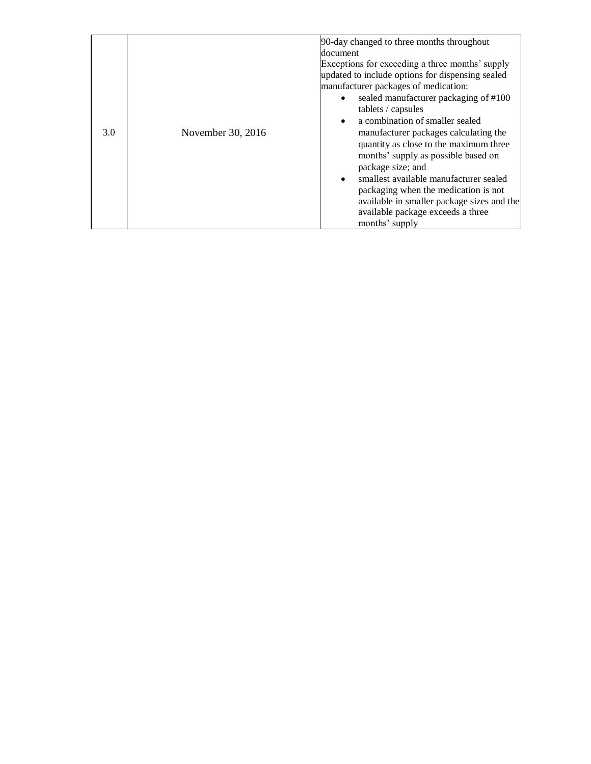| | | |
|---|---|---|
| 3.0 | November 30, 2016 | 90-day changed to three months throughout document<br>Exceptions for exceeding a three months' supply updated to include options for dispensing sealed manufacturer packages of medication:<br>• sealed manufacturer packaging of #100 tablets / capsules<br>• a combination of smaller sealed manufacturer packages calculating the quantity as close to the maximum three months' supply as possible based on package size; and<br>• smallest available manufacturer sealed packaging when the medication is not available in smaller package sizes and the available package exceeds a three months' supply |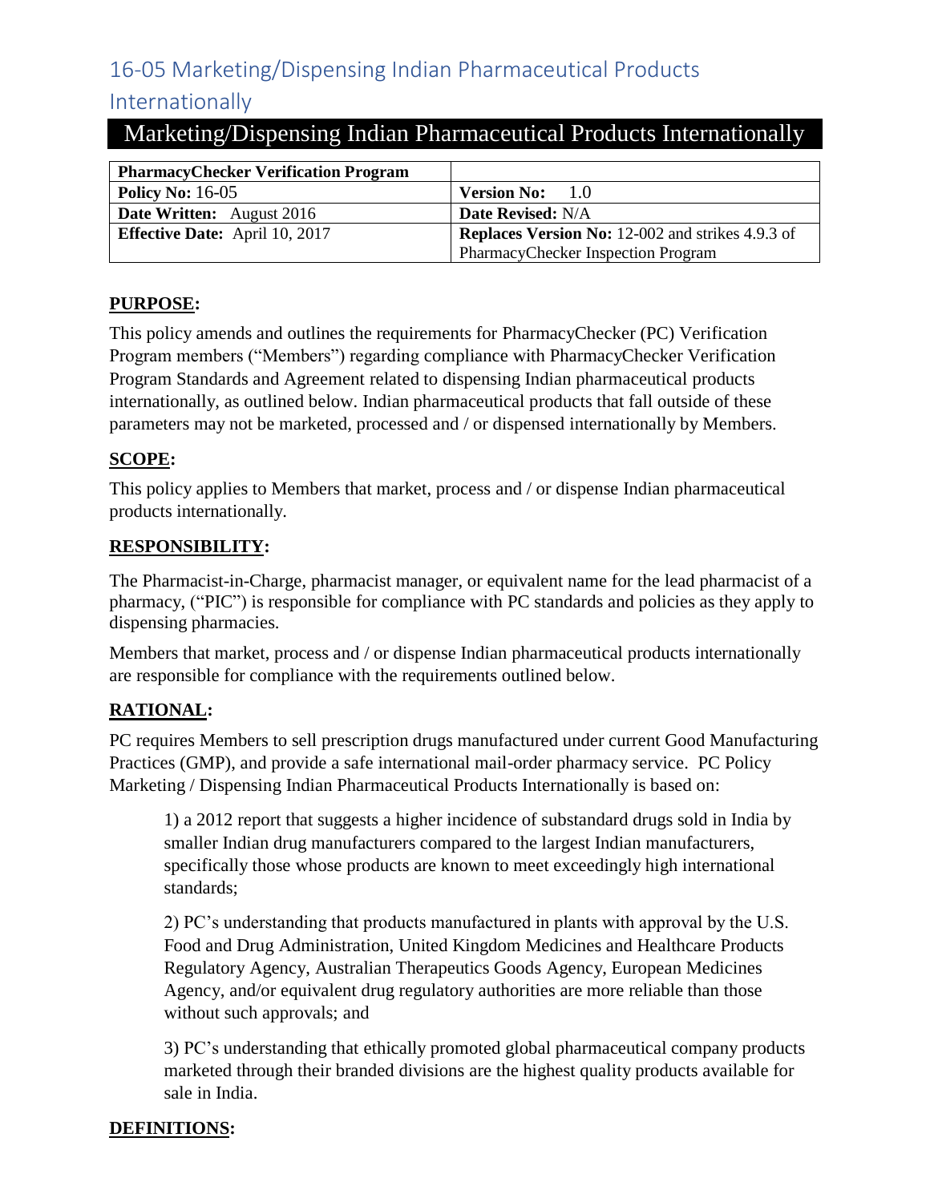# 16-05 Marketing/Dispensing Indian Pharmaceutical Products Internationally

## Marketing/Dispensing Indian Pharmaceutical Products Internationally

| **PharmacyChecker Verification Program** | |
|---|---|
| **Policy No:** 16-05 | **Version No:** 1.0 |
| **Date Written:** August 2016 | **Date Revised:** N/A |
| **Effective Date:** April 10, 2017 | **Replaces Version No:** 12-002 and strikes 4.9.3 of PharmacyChecker Inspection Program |

**PURPOSE:**

This policy amends and outlines the requirements for PharmacyChecker (PC) Verification Program members ("Members") regarding compliance with PharmacyChecker Verification Program Standards and Agreement related to dispensing Indian pharmaceutical products internationally, as outlined below. Indian pharmaceutical products that fall outside of these parameters may not be marketed, processed and / or dispensed internationally by Members.

**SCOPE:**

This policy applies to Members that market, process and / or dispense Indian pharmaceutical products internationally.

**RESPONSIBILITY:**

The Pharmacist-in-Charge, pharmacist manager, or equivalent name for the lead pharmacist of a pharmacy, ("PIC") is responsible for compliance with PC standards and policies as they apply to dispensing pharmacies.

Members that market, process and / or dispense Indian pharmaceutical products internationally are responsible for compliance with the requirements outlined below.

**RATIONAL:**

PC requires Members to sell prescription drugs manufactured under current Good Manufacturing Practices (GMP), and provide a safe international mail-order pharmacy service. PC Policy Marketing / Dispensing Indian Pharmaceutical Products Internationally is based on:

1) a 2012 report that suggests a higher incidence of substandard drugs sold in India by smaller Indian drug manufacturers compared to the largest Indian manufacturers, specifically those whose products are known to meet exceedingly high international standards;

2) PC's understanding that products manufactured in plants with approval by the U.S. Food and Drug Administration, United Kingdom Medicines and Healthcare Products Regulatory Agency, Australian Therapeutics Goods Agency, European Medicines Agency, and/or equivalent drug regulatory authorities are more reliable than those without such approvals; and

3) PC's understanding that ethically promoted global pharmaceutical company products marketed through their branded divisions are the highest quality products available for sale in India.

**DEFINITIONS:**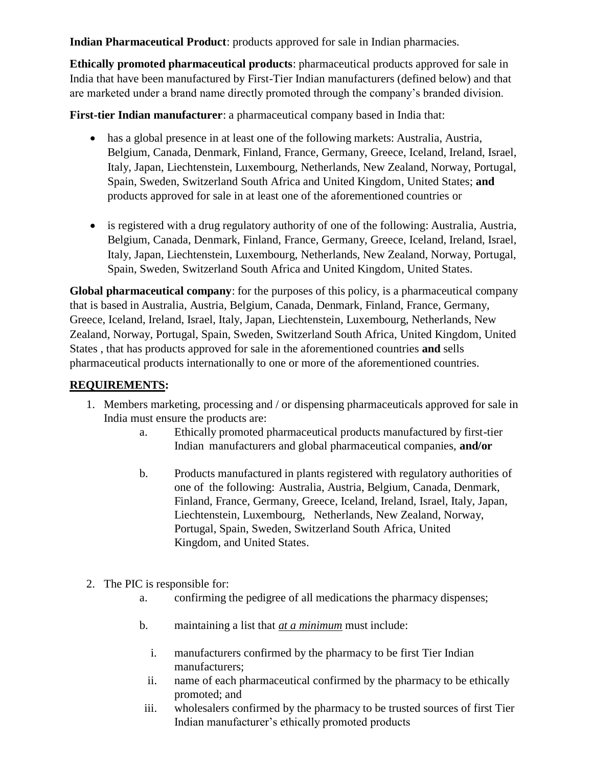**Indian Pharmaceutical Product**: products approved for sale in Indian pharmacies.

**Ethically promoted pharmaceutical products**: pharmaceutical products approved for sale in India that have been manufactured by First-Tier Indian manufacturers (defined below) and that are marketed under a brand name directly promoted through the company's branded division.

**First-tier Indian manufacturer**: a pharmaceutical company based in India that:

- has a global presence in at least one of the following markets: Australia, Austria, Belgium, Canada, Denmark, Finland, France, Germany, Greece, Iceland, Ireland, Israel, Italy, Japan, Liechtenstein, Luxembourg, Netherlands, New Zealand, Norway, Portugal, Spain, Sweden, Switzerland South Africa and United Kingdom, United States; **and** products approved for sale in at least one of the aforementioned countries or

- is registered with a drug regulatory authority of one of the following: Australia, Austria, Belgium, Canada, Denmark, Finland, France, Germany, Greece, Iceland, Ireland, Israel, Italy, Japan, Liechtenstein, Luxembourg, Netherlands, New Zealand, Norway, Portugal, Spain, Sweden, Switzerland South Africa and United Kingdom, United States.

**Global pharmaceutical company**: for the purposes of this policy, is a pharmaceutical company that is based in Australia, Austria, Belgium, Canada, Denmark, Finland, France, Germany, Greece, Iceland, Ireland, Israel, Italy, Japan, Liechtenstein, Luxembourg, Netherlands, New Zealand, Norway, Portugal, Spain, Sweden, Switzerland South Africa, United Kingdom, United States , that has products approved for sale in the aforementioned countries **and** sells pharmaceutical products internationally to one or more of the aforementioned countries.

## REQUIREMENTS:

1. Members marketing, processing and / or dispensing pharmaceuticals approved for sale in India must ensure the products are:
    a. Ethically promoted pharmaceutical products manufactured by first-tier Indian manufacturers and global pharmaceutical companies, **and/or**

    b. Products manufactured in plants registered with regulatory authorities of one of the following: Australia, Austria, Belgium, Canada, Denmark, Finland, France, Germany, Greece, Iceland, Ireland, Israel, Italy, Japan, Liechtenstein, Luxembourg, Netherlands, New Zealand, Norway, Portugal, Spain, Sweden, Switzerland South Africa, United Kingdom, and United States.

2. The PIC is responsible for:
    a. confirming the pedigree of all medications the pharmacy dispenses;

    b. maintaining a list that ***at a minimum*** must include:

        i. manufacturers confirmed by the pharmacy to be first Tier Indian manufacturers;
        ii. name of each pharmaceutical confirmed by the pharmacy to be ethically promoted; and
        iii. wholesalers confirmed by the pharmacy to be trusted sources of first Tier Indian manufacturer's ethically promoted products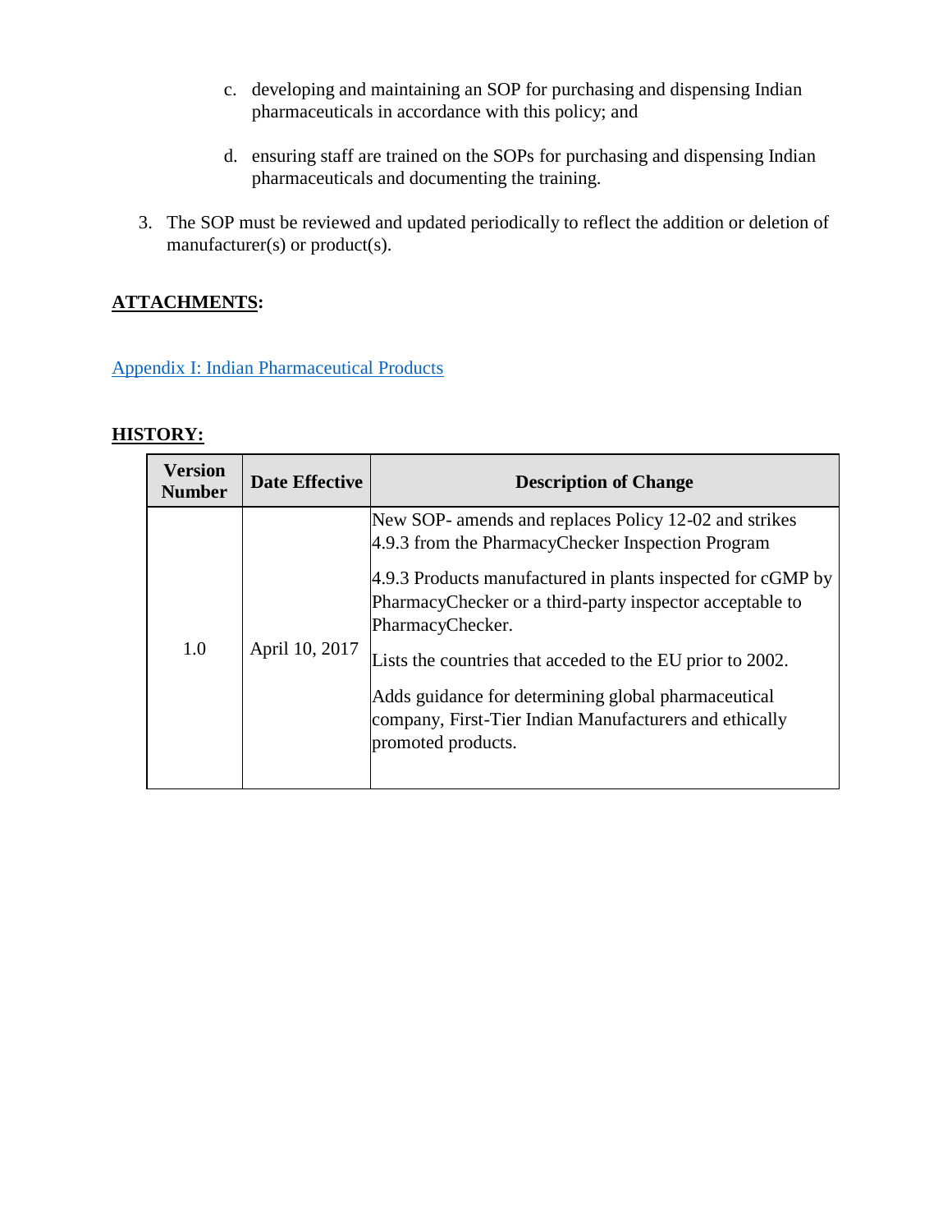c. developing and maintaining an SOP for purchasing and dispensing Indian pharmaceuticals in accordance with this policy; and

d. ensuring staff are trained on the SOPs for purchasing and dispensing Indian pharmaceuticals and documenting the training.

3. The SOP must be reviewed and updated periodically to reflect the addition or deletion of manufacturer(s) or product(s).

**ATTACHMENTS:**

Appendix I: Indian Pharmaceutical Products

**HISTORY:**

| Version Number | Date Effective | Description of Change |
|---|---|---|
| 1.0 | April 10, 2017 | New SOP- amends and replaces Policy 12-02 and strikes 4.9.3 from the PharmacyChecker Inspection Program<br><br>4.9.3 Products manufactured in plants inspected for cGMP by PharmacyChecker or a third-party inspector acceptable to PharmacyChecker.<br><br>Lists the countries that acceded to the EU prior to 2002.<br><br>Adds guidance for determining global pharmaceutical company, First-Tier Indian Manufacturers and ethically promoted products. |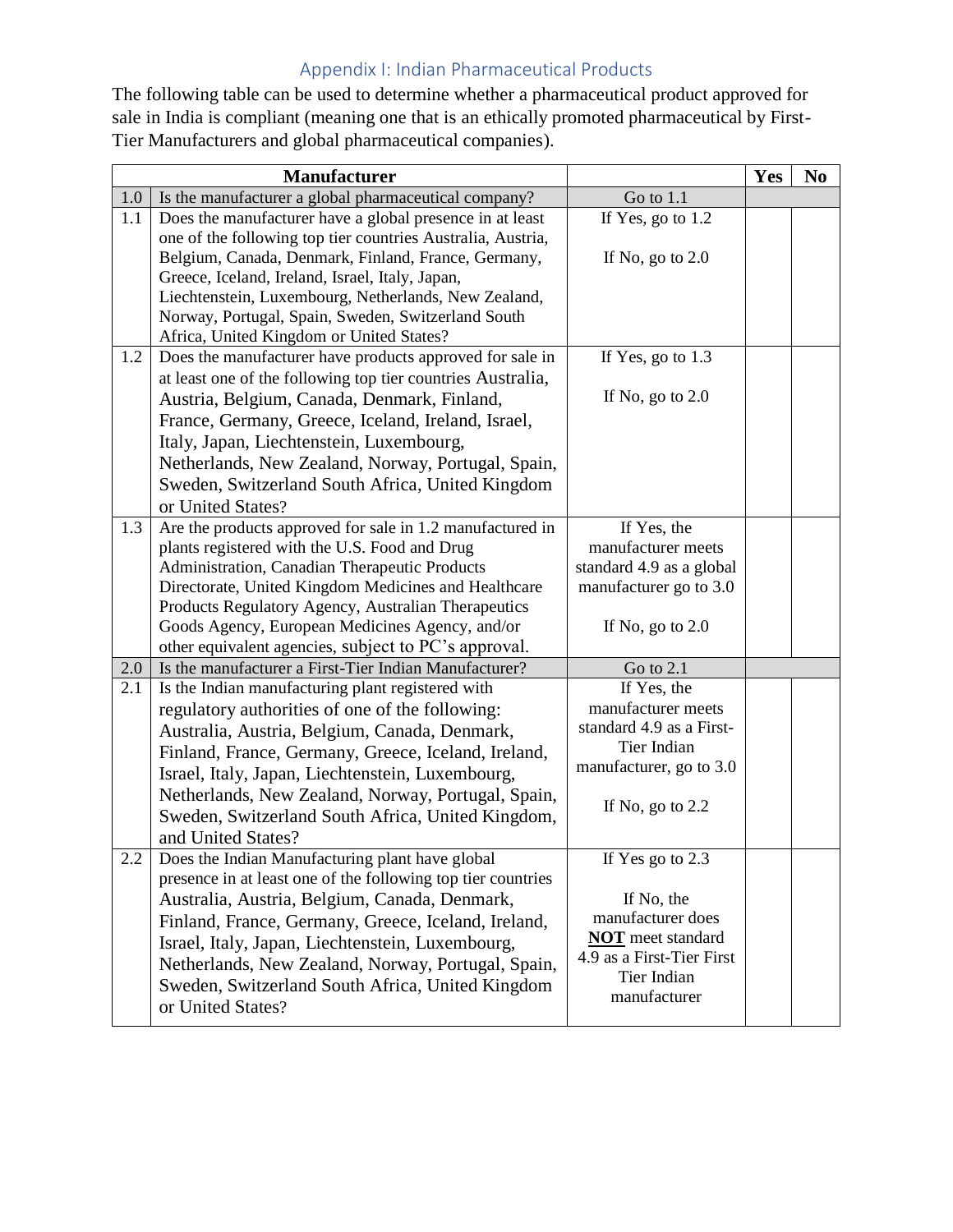## Appendix I: Indian Pharmaceutical Products

The following table can be used to determine whether a pharmaceutical product approved for sale in India is compliant (meaning one that is an ethically promoted pharmaceutical by First-Tier Manufacturers and global pharmaceutical companies).

| | **Manufacturer** | | **Yes** | **No** |
|---|---|---|---|---|
| 1.0 | Is the manufacturer a global pharmaceutical company? | Go to 1.1 | | |
| 1.1 | Does the manufacturer have a global presence in at least one of the following top tier countries Australia, Austria, Belgium, Canada, Denmark, Finland, France, Germany, Greece, Iceland, Ireland, Israel, Italy, Japan, Liechtenstein, Luxembourg, Netherlands, New Zealand, Norway, Portugal, Spain, Sweden, Switzerland South Africa, United Kingdom or United States? | If Yes, go to 1.2<br><br>If No, go to 2.0 | | |
| 1.2 | Does the manufacturer have products approved for sale in at least one of the following top tier countries Australia, Austria, Belgium, Canada, Denmark, Finland, France, Germany, Greece, Iceland, Ireland, Israel, Italy, Japan, Liechtenstein, Luxembourg, Netherlands, New Zealand, Norway, Portugal, Spain, Sweden, Switzerland South Africa, United Kingdom or United States? | If Yes, go to 1.3<br><br>If No, go to 2.0 | | |
| 1.3 | Are the products approved for sale in 1.2 manufactured in plants registered with the U.S. Food and Drug Administration, Canadian Therapeutic Products Directorate, United Kingdom Medicines and Healthcare Products Regulatory Agency, Australian Therapeutics Goods Agency, European Medicines Agency, and/or other equivalent agencies, subject to PC's approval. | If Yes, the manufacturer meets standard 4.9 as a global manufacturer go to 3.0<br><br>If No, go to 2.0 | | |
| 2.0 | Is the manufacturer a First-Tier Indian Manufacturer? | Go to 2.1 | | |
| 2.1 | Is the Indian manufacturing plant registered with regulatory authorities of one of the following: Australia, Austria, Belgium, Canada, Denmark, Finland, France, Germany, Greece, Iceland, Ireland, Israel, Italy, Japan, Liechtenstein, Luxembourg, Netherlands, New Zealand, Norway, Portugal, Spain, Sweden, Switzerland South Africa, United Kingdom, and United States? | If Yes, the manufacturer meets standard 4.9 as a First-Tier Indian manufacturer, go to 3.0<br><br>If No, go to 2.2 | | |
| 2.2 | Does the Indian Manufacturing plant have global presence in at least one of the following top tier countries Australia, Austria, Belgium, Canada, Denmark, Finland, France, Germany, Greece, Iceland, Ireland, Israel, Italy, Japan, Liechtenstein, Luxembourg, Netherlands, New Zealand, Norway, Portugal, Spain, Sweden, Switzerland South Africa, United Kingdom or United States? | If Yes go to 2.3<br><br>If No, the manufacturer does **NOT** meet standard 4.9 as a First-Tier First Tier Indian manufacturer | | |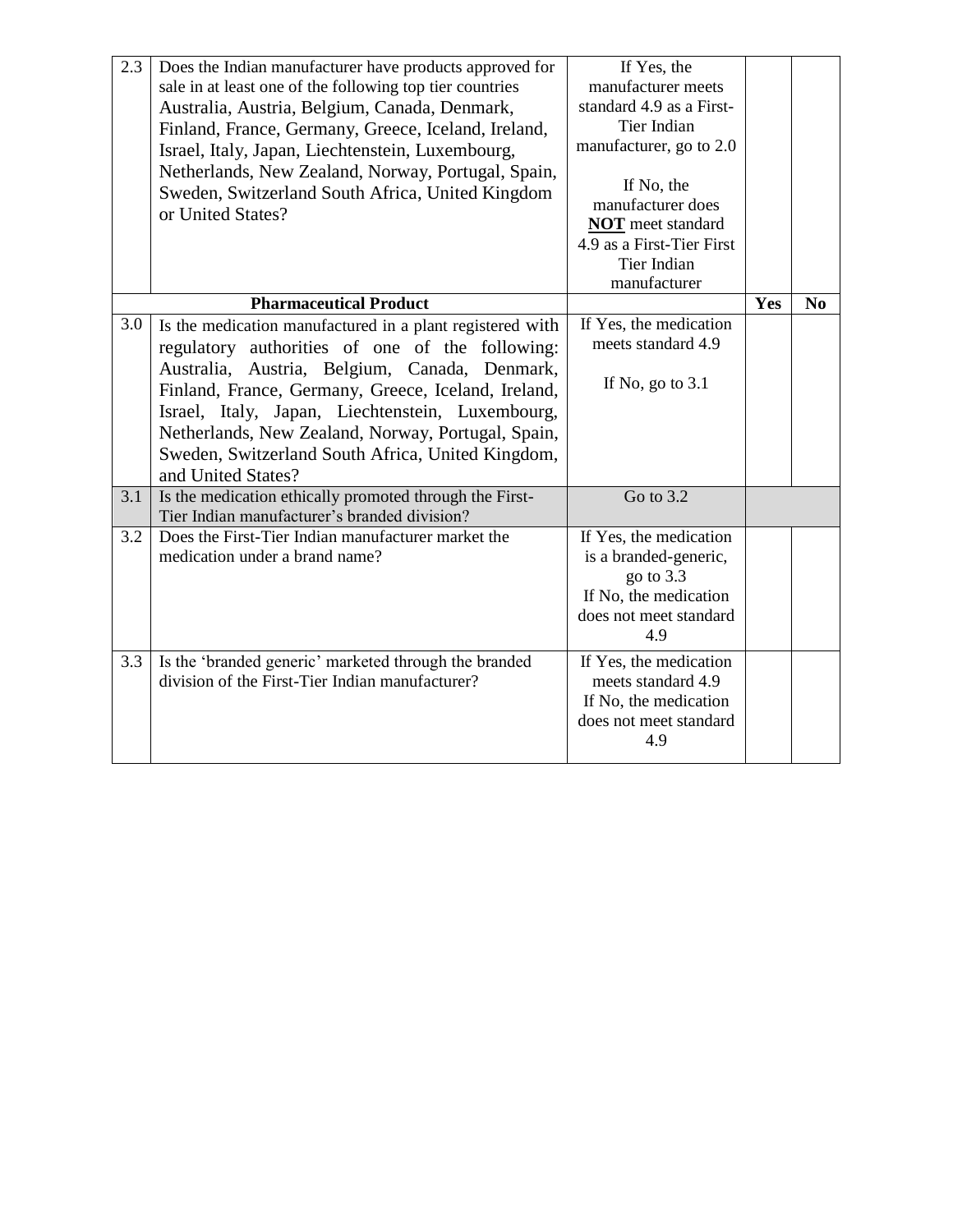| | | | | |
|---|---|---|---|---|
| 2.3 | Does the Indian manufacturer have products approved for sale in at least one of the following top tier countries Australia, Austria, Belgium, Canada, Denmark, Finland, France, Germany, Greece, Iceland, Ireland, Israel, Italy, Japan, Liechtenstein, Luxembourg, Netherlands, New Zealand, Norway, Portugal, Spain, Sweden, Switzerland South Africa, United Kingdom or United States? | If Yes, the manufacturer meets standard 4.9 as a First-Tier Indian manufacturer, go to 2.0<br><br>If No, the manufacturer does **NOT** meet standard 4.9 as a First-Tier First Tier Indian manufacturer | | |
| | **Pharmaceutical Product** | | **Yes** | **No** |
| 3.0 | Is the medication manufactured in a plant registered with regulatory authorities of one of the following: Australia, Austria, Belgium, Canada, Denmark, Finland, France, Germany, Greece, Iceland, Ireland, Israel, Italy, Japan, Liechtenstein, Luxembourg, Netherlands, New Zealand, Norway, Portugal, Spain, Sweden, Switzerland South Africa, United Kingdom, and United States? | If Yes, the medication meets standard 4.9<br><br>If No, go to 3.1 | | |
| 3.1 | Is the medication ethically promoted through the First-Tier Indian manufacturer's branded division? | Go to 3.2 | | |
| 3.2 | Does the First-Tier Indian manufacturer market the medication under a brand name? | If Yes, the medication is a branded-generic, go to 3.3<br>If No, the medication does not meet standard 4.9 | | |
| 3.3 | Is the 'branded generic' marketed through the branded division of the First-Tier Indian manufacturer? | If Yes, the medication meets standard 4.9<br>If No, the medication does not meet standard 4.9 | | |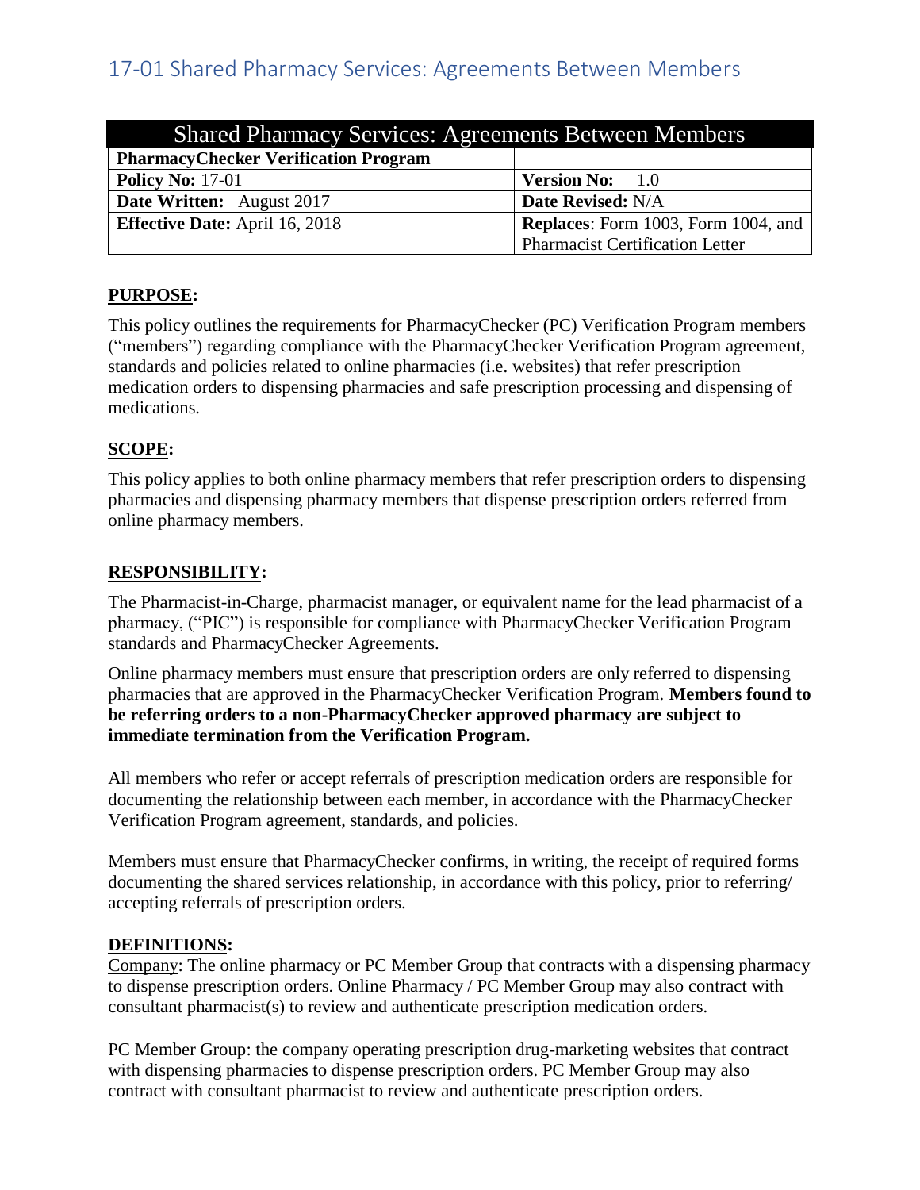# 17-01 Shared Pharmacy Services: Agreements Between Members

| Shared Pharmacy Services: Agreements Between Members | |
|---|---|
| **PharmacyChecker Verification Program** | |
| **Policy No:** 17-01 | **Version No:** 1.0 |
| **Date Written:** August 2017 | **Date Revised:** N/A |
| **Effective Date:** April 16, 2018 | **Replaces**: Form 1003, Form 1004, and Pharmacist Certification Letter |

## PURPOSE:

This policy outlines the requirements for PharmacyChecker (PC) Verification Program members ("members") regarding compliance with the PharmacyChecker Verification Program agreement, standards and policies related to online pharmacies (i.e. websites) that refer prescription medication orders to dispensing pharmacies and safe prescription processing and dispensing of medications.

## SCOPE:

This policy applies to both online pharmacy members that refer prescription orders to dispensing pharmacies and dispensing pharmacy members that dispense prescription orders referred from online pharmacy members.

## RESPONSIBILITY:

The Pharmacist-in-Charge, pharmacist manager, or equivalent name for the lead pharmacist of a pharmacy, ("PIC") is responsible for compliance with PharmacyChecker Verification Program standards and PharmacyChecker Agreements.

Online pharmacy members must ensure that prescription orders are only referred to dispensing pharmacies that are approved in the PharmacyChecker Verification Program. **Members found to be referring orders to a non-PharmacyChecker approved pharmacy are subject to immediate termination from the Verification Program.**

All members who refer or accept referrals of prescription medication orders are responsible for documenting the relationship between each member, in accordance with the PharmacyChecker Verification Program agreement, standards, and policies.

Members must ensure that PharmacyChecker confirms, in writing, the receipt of required forms documenting the shared services relationship, in accordance with this policy, prior to referring/ accepting referrals of prescription orders.

## DEFINITIONS:

Company: The online pharmacy or PC Member Group that contracts with a dispensing pharmacy to dispense prescription orders. Online Pharmacy / PC Member Group may also contract with consultant pharmacist(s) to review and authenticate prescription medication orders.

PC Member Group: the company operating prescription drug-marketing websites that contract with dispensing pharmacies to dispense prescription orders. PC Member Group may also contract with consultant pharmacist to review and authenticate prescription orders.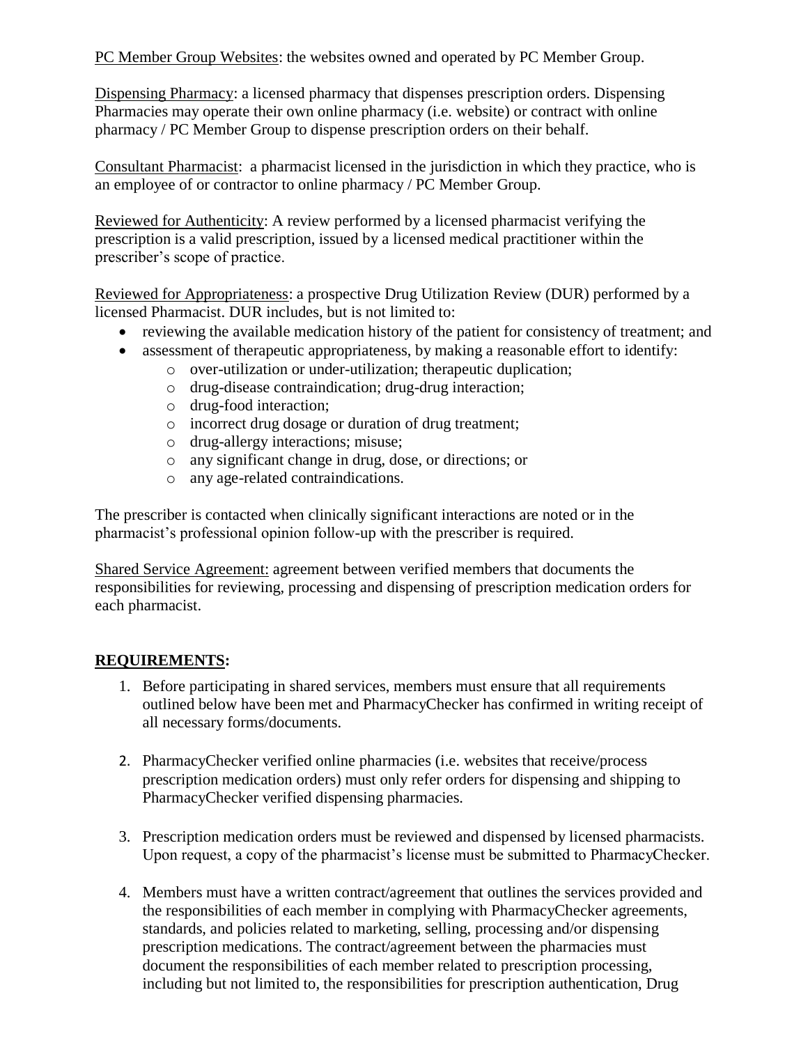PC Member Group Websites: the websites owned and operated by PC Member Group.

Dispensing Pharmacy: a licensed pharmacy that dispenses prescription orders. Dispensing Pharmacies may operate their own online pharmacy (i.e. website) or contract with online pharmacy / PC Member Group to dispense prescription orders on their behalf.

Consultant Pharmacist: a pharmacist licensed in the jurisdiction in which they practice, who is an employee of or contractor to online pharmacy / PC Member Group.

Reviewed for Authenticity: A review performed by a licensed pharmacist verifying the prescription is a valid prescription, issued by a licensed medical practitioner within the prescriber's scope of practice.

Reviewed for Appropriateness: a prospective Drug Utilization Review (DUR) performed by a licensed Pharmacist. DUR includes, but is not limited to:

- reviewing the available medication history of the patient for consistency of treatment; and
- assessment of therapeutic appropriateness, by making a reasonable effort to identify:
  - over-utilization or under-utilization; therapeutic duplication;
  - drug-disease contraindication; drug-drug interaction;
  - drug-food interaction;
  - incorrect drug dosage or duration of drug treatment;
  - drug-allergy interactions; misuse;
  - any significant change in drug, dose, or directions; or
  - any age-related contraindications.

The prescriber is contacted when clinically significant interactions are noted or in the pharmacist's professional opinion follow-up with the prescriber is required.

Shared Service Agreement: agreement between verified members that documents the responsibilities for reviewing, processing and dispensing of prescription medication orders for each pharmacist.

## REQUIREMENTS:

1. Before participating in shared services, members must ensure that all requirements outlined below have been met and PharmacyChecker has confirmed in writing receipt of all necessary forms/documents.

2. PharmacyChecker verified online pharmacies (i.e. websites that receive/process prescription medication orders) must only refer orders for dispensing and shipping to PharmacyChecker verified dispensing pharmacies.

3. Prescription medication orders must be reviewed and dispensed by licensed pharmacists. Upon request, a copy of the pharmacist's license must be submitted to PharmacyChecker.

4. Members must have a written contract/agreement that outlines the services provided and the responsibilities of each member in complying with PharmacyChecker agreements, standards, and policies related to marketing, selling, processing and/or dispensing prescription medications. The contract/agreement between the pharmacies must document the responsibilities of each member related to prescription processing, including but not limited to, the responsibilities for prescription authentication, Drug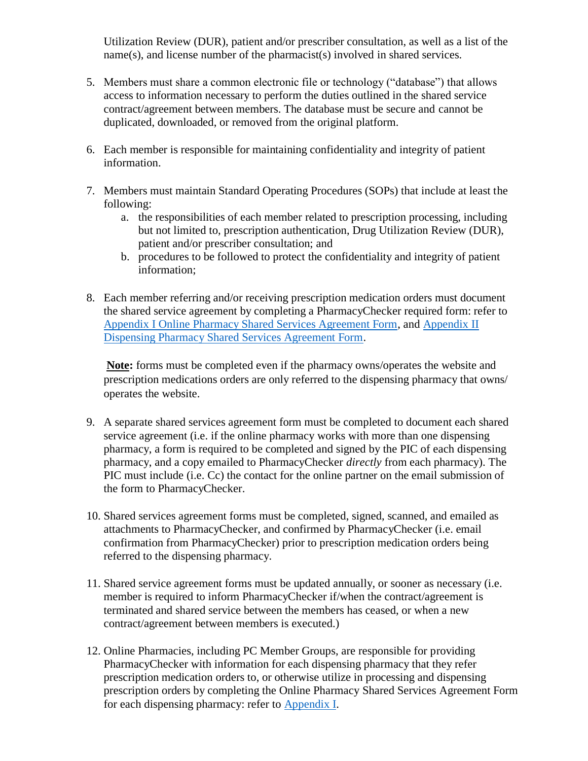Utilization Review (DUR), patient and/or prescriber consultation, as well as a list of the name(s), and license number of the pharmacist(s) involved in shared services.

5. Members must share a common electronic file or technology ("database") that allows access to information necessary to perform the duties outlined in the shared service contract/agreement between members. The database must be secure and cannot be duplicated, downloaded, or removed from the original platform.

6. Each member is responsible for maintaining confidentiality and integrity of patient information.

7. Members must maintain Standard Operating Procedures (SOPs) that include at least the following:
   a. the responsibilities of each member related to prescription processing, including but not limited to, prescription authentication, Drug Utilization Review (DUR), patient and/or prescriber consultation; and
   b. procedures to be followed to protect the confidentiality and integrity of patient information;

8. Each member referring and/or receiving prescription medication orders must document the shared service agreement by completing a PharmacyChecker required form: refer to Appendix I Online Pharmacy Shared Services Agreement Form, and Appendix II Dispensing Pharmacy Shared Services Agreement Form.

   **Note:** forms must be completed even if the pharmacy owns/operates the website and prescription medications orders are only referred to the dispensing pharmacy that owns/ operates the website.

9. A separate shared services agreement form must be completed to document each shared service agreement (i.e. if the online pharmacy works with more than one dispensing pharmacy, a form is required to be completed and signed by the PIC of each dispensing pharmacy, and a copy emailed to PharmacyChecker *directly* from each pharmacy). The PIC must include (i.e. Cc) the contact for the online partner on the email submission of the form to PharmacyChecker.

10. Shared services agreement forms must be completed, signed, scanned, and emailed as attachments to PharmacyChecker, and confirmed by PharmacyChecker (i.e. email confirmation from PharmacyChecker) prior to prescription medication orders being referred to the dispensing pharmacy.

11. Shared service agreement forms must be updated annually, or sooner as necessary (i.e. member is required to inform PharmacyChecker if/when the contract/agreement is terminated and shared service between the members has ceased, or when a new contract/agreement between members is executed.)

12. Online Pharmacies, including PC Member Groups, are responsible for providing PharmacyChecker with information for each dispensing pharmacy that they refer prescription medication orders to, or otherwise utilize in processing and dispensing prescription orders by completing the Online Pharmacy Shared Services Agreement Form for each dispensing pharmacy: refer to Appendix I.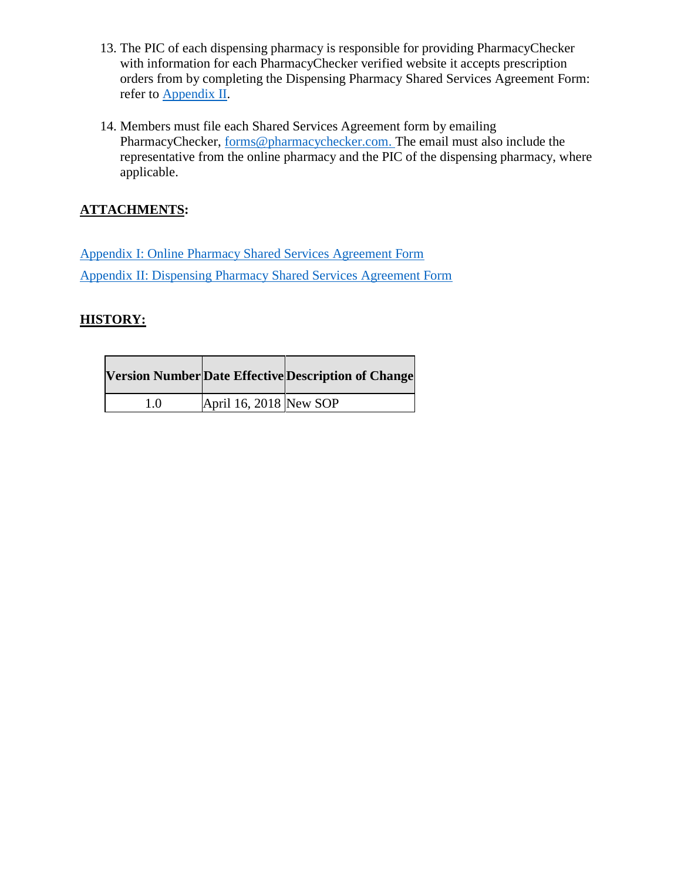13. The PIC of each dispensing pharmacy is responsible for providing PharmacyChecker with information for each PharmacyChecker verified website it accepts prescription orders from by completing the Dispensing Pharmacy Shared Services Agreement Form: refer to Appendix II.

14. Members must file each Shared Services Agreement form by emailing PharmacyChecker, forms@pharmacychecker.com. The email must also include the representative from the online pharmacy and the PIC of the dispensing pharmacy, where applicable.

**ATTACHMENTS:**

Appendix I: Online Pharmacy Shared Services Agreement Form

Appendix II: Dispensing Pharmacy Shared Services Agreement Form

**HISTORY:**

| Version Number | Date Effective | Description of Change |
|---|---|---|
| 1.0 | April 16, 2018 | New SOP |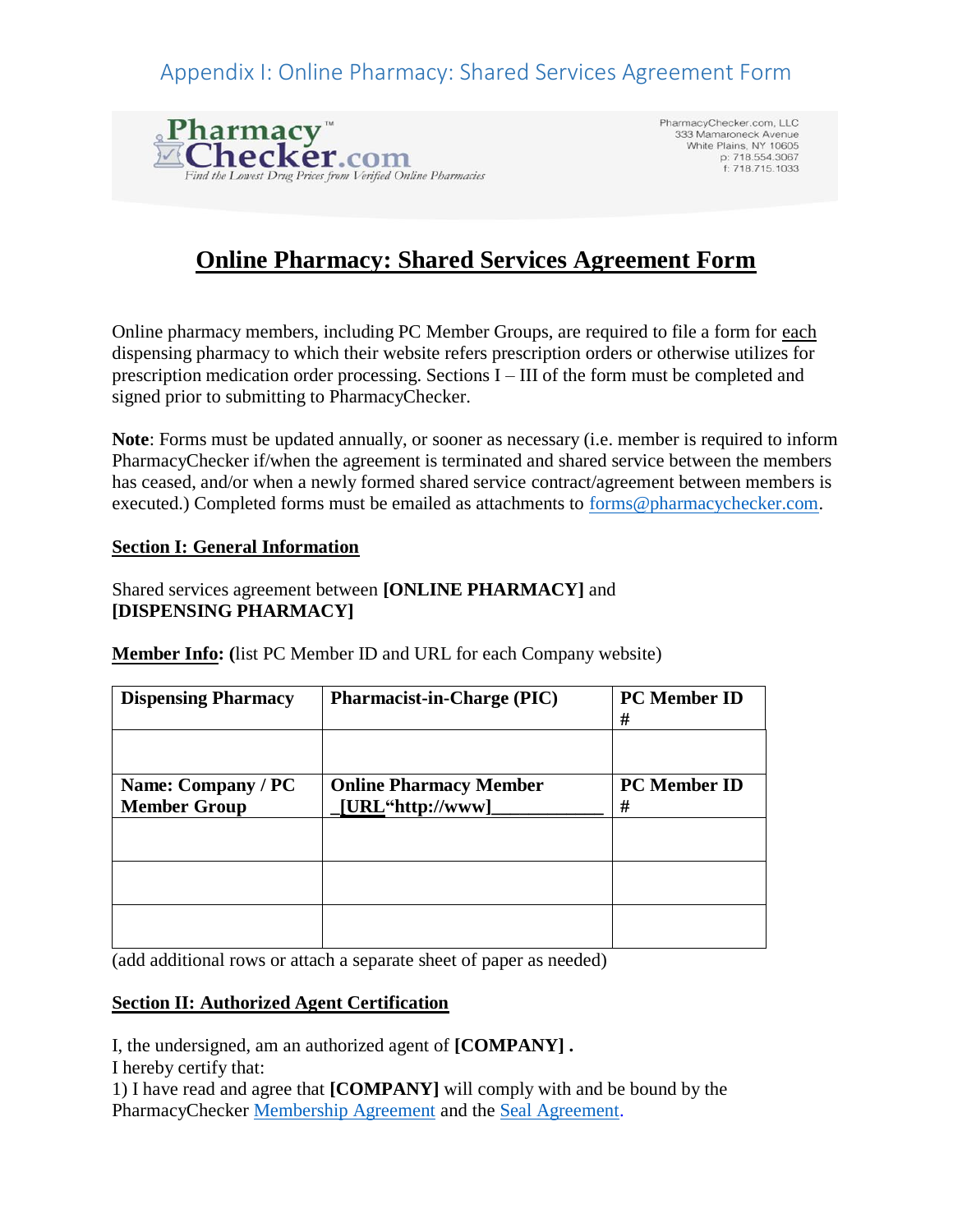# Appendix I: Online Pharmacy: Shared Services Agreement Form

PharmacyChecker.com, LLC
333 Mamaroneck Avenue
White Plains, NY 10605
p: 718.554.3067
f: 718.715.1033

## Online Pharmacy: Shared Services Agreement Form

Online pharmacy members, including PC Member Groups, are required to file a form for each dispensing pharmacy to which their website refers prescription orders or otherwise utilizes for prescription medication order processing. Sections I – III of the form must be completed and signed prior to submitting to PharmacyChecker.

**Note**: Forms must be updated annually, or sooner as necessary (i.e. member is required to inform PharmacyChecker if/when the agreement is terminated and shared service between the members has ceased, and/or when a newly formed shared service contract/agreement between members is executed.) Completed forms must be emailed as attachments to forms@pharmacychecker.com.

### Section I: General Information

Shared services agreement between **[ONLINE PHARMACY]** and **[DISPENSING PHARMACY]**

**Member Info: (**list PC Member ID and URL for each Company website)

| Dispensing Pharmacy | Pharmacist-in-Charge (PIC) | PC Member ID # |
|---|---|---|
| | | |
| **Name: Company / PC Member Group** | **Online Pharmacy Member _[URL"http://www]___________** | **PC Member ID #** |
| | | |
| | | |
| | | |

(add additional rows or attach a separate sheet of paper as needed)

### Section II: Authorized Agent Certification

I, the undersigned, am an authorized agent of **[COMPANY] .**
I hereby certify that:
1) I have read and agree that **[COMPANY]** will comply with and be bound by the PharmacyChecker Membership Agreement and the Seal Agreement.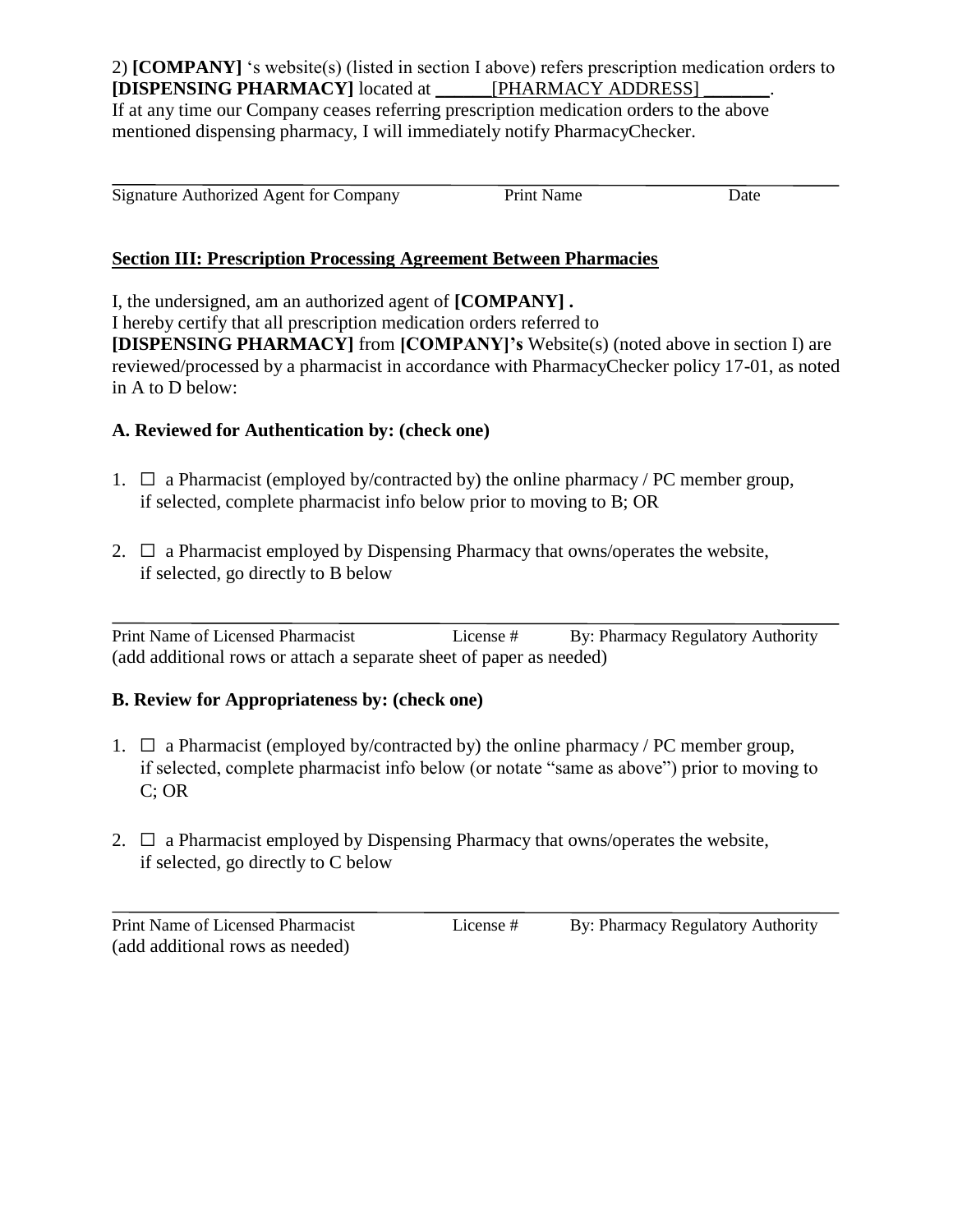2) **[COMPANY]** 's website(s) (listed in section I above) refers prescription medication orders to **[DISPENSING PHARMACY]** located at ______[PHARMACY ADDRESS] _______.
If at any time our Company ceases referring prescription medication orders to the above mentioned dispensing pharmacy, I will immediately notify PharmacyChecker.

_______________________________________________________________________________
Signature Authorized Agent for Company          Print Name          Date

**Section III: Prescription Processing Agreement Between Pharmacies**

I, the undersigned, am an authorized agent of **[COMPANY] .**
I hereby certify that all prescription medication orders referred to **[DISPENSING PHARMACY]** from **[COMPANY]'s** Website(s) (noted above in section I) are reviewed/processed by a pharmacist in accordance with PharmacyChecker policy 17-01, as noted in A to D below:

### A. Reviewed for Authentication by: (check one)

1. ☐ a Pharmacist (employed by/contracted by) the online pharmacy / PC member group, if selected, complete pharmacist info below prior to moving to B; OR

2. ☐ a Pharmacist employed by Dispensing Pharmacy that owns/operates the website, if selected, go directly to B below

_______________________________________________________________________________
Print Name of Licensed Pharmacist          License #          By: Pharmacy Regulatory Authority
(add additional rows or attach a separate sheet of paper as needed)

### B. Review for Appropriateness by: (check one)

1. ☐ a Pharmacist (employed by/contracted by) the online pharmacy / PC member group, if selected, complete pharmacist info below (or notate "same as above") prior to moving to C; OR

2. ☐ a Pharmacist employed by Dispensing Pharmacy that owns/operates the website, if selected, go directly to C below

_______________________________________________________________________________
Print Name of Licensed Pharmacist          License #          By: Pharmacy Regulatory Authority
(add additional rows as needed)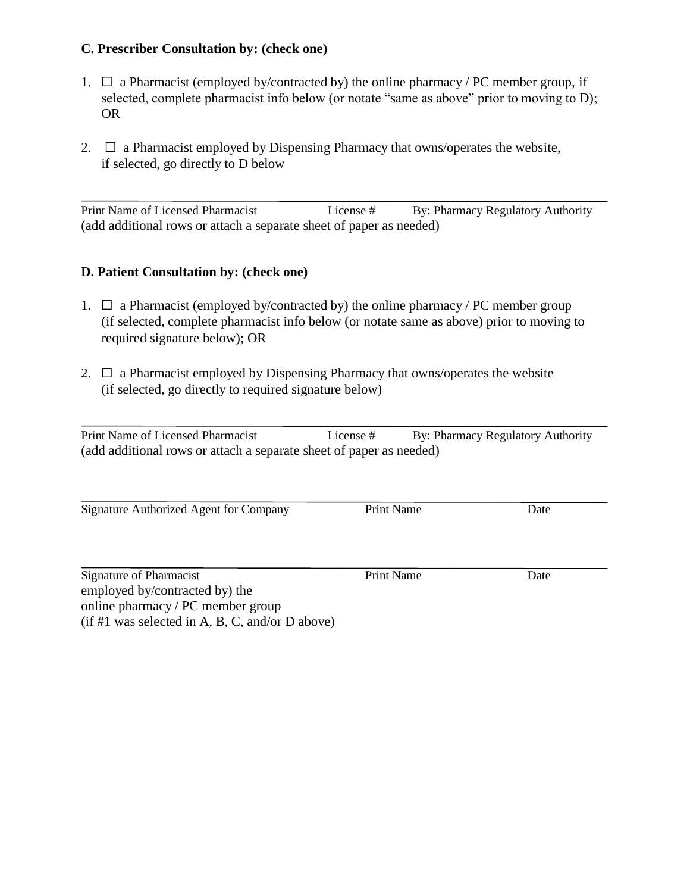**C. Prescriber Consultation by: (check one)**

1. ☐ a Pharmacist (employed by/contracted by) the online pharmacy / PC member group, if selected, complete pharmacist info below (or notate "same as above" prior to moving to D); OR

2. ☐ a Pharmacist employed by Dispensing Pharmacy that owns/operates the website, if selected, go directly to D below

_______________________________________________________________________

Print Name of Licensed Pharmacist License # By: Pharmacy Regulatory Authority
(add additional rows or attach a separate sheet of paper as needed)

**D. Patient Consultation by: (check one)**

1. ☐ a Pharmacist (employed by/contracted by) the online pharmacy / PC member group (if selected, complete pharmacist info below (or notate same as above) prior to moving to required signature below); OR

2. ☐ a Pharmacist employed by Dispensing Pharmacy that owns/operates the website (if selected, go directly to required signature below)

_______________________________________________________________________

Print Name of Licensed Pharmacist License # By: Pharmacy Regulatory Authority
(add additional rows or attach a separate sheet of paper as needed)

_______________________________________________________________________

Signature Authorized Agent for Company Print Name Date

_______________________________________________________________________

Signature of Pharmacist Print Name Date
employed by/contracted by) the
online pharmacy / PC member group
(if #1 was selected in A, B, C, and/or D above)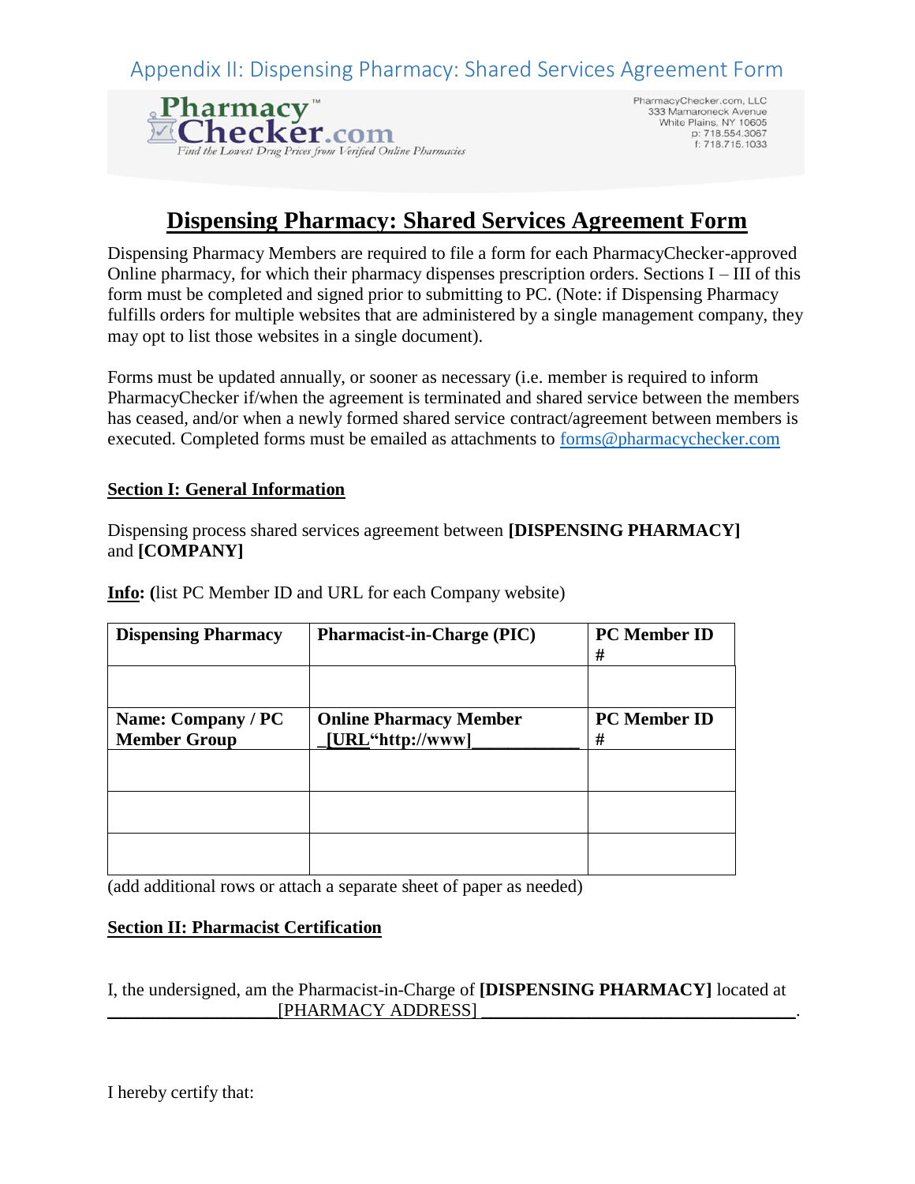Appendix II: Dispensing Pharmacy: Shared Services Agreement Form

PharmacyChecker.com, LLC
333 Mamaroneck Avenue
White Plains, NY 10605
p: 718.554.3067
f: 718.715.1033

# Dispensing Pharmacy: Shared Services Agreement Form

Dispensing Pharmacy Members are required to file a form for each PharmacyChecker-approved Online pharmacy, for which their pharmacy dispenses prescription orders. Sections I – III of this form must be completed and signed prior to submitting to PC. (Note: if Dispensing Pharmacy fulfills orders for multiple websites that are administered by a single management company, they may opt to list those websites in a single document).

Forms must be updated annually, or sooner as necessary (i.e. member is required to inform PharmacyChecker if/when the agreement is terminated and shared service between the members has ceased, and/or when a newly formed shared service contract/agreement between members is executed. Completed forms must be emailed as attachments to forms@pharmacychecker.com

**Section I: General Information**

Dispensing process shared services agreement between **[DISPENSING PHARMACY]** and **[COMPANY]**

**Info: (**list PC Member ID and URL for each Company website)

| **Dispensing Pharmacy** | **Pharmacist-in-Charge (PIC)** | **PC Member ID #** |
|---|---|---|
| | | |
| **Name: Company / PC Member Group** | **Online Pharmacy Member _[URL"http://www]___________** | **PC Member ID #** |
| | | |
| | | |
| | | |

(add additional rows or attach a separate sheet of paper as needed)

**Section II: Pharmacist Certification**

I, the undersigned, am the Pharmacist-in-Charge of **[DISPENSING PHARMACY]** located at ___________________[PHARMACY ADDRESS] ___________________________________.

I hereby certify that: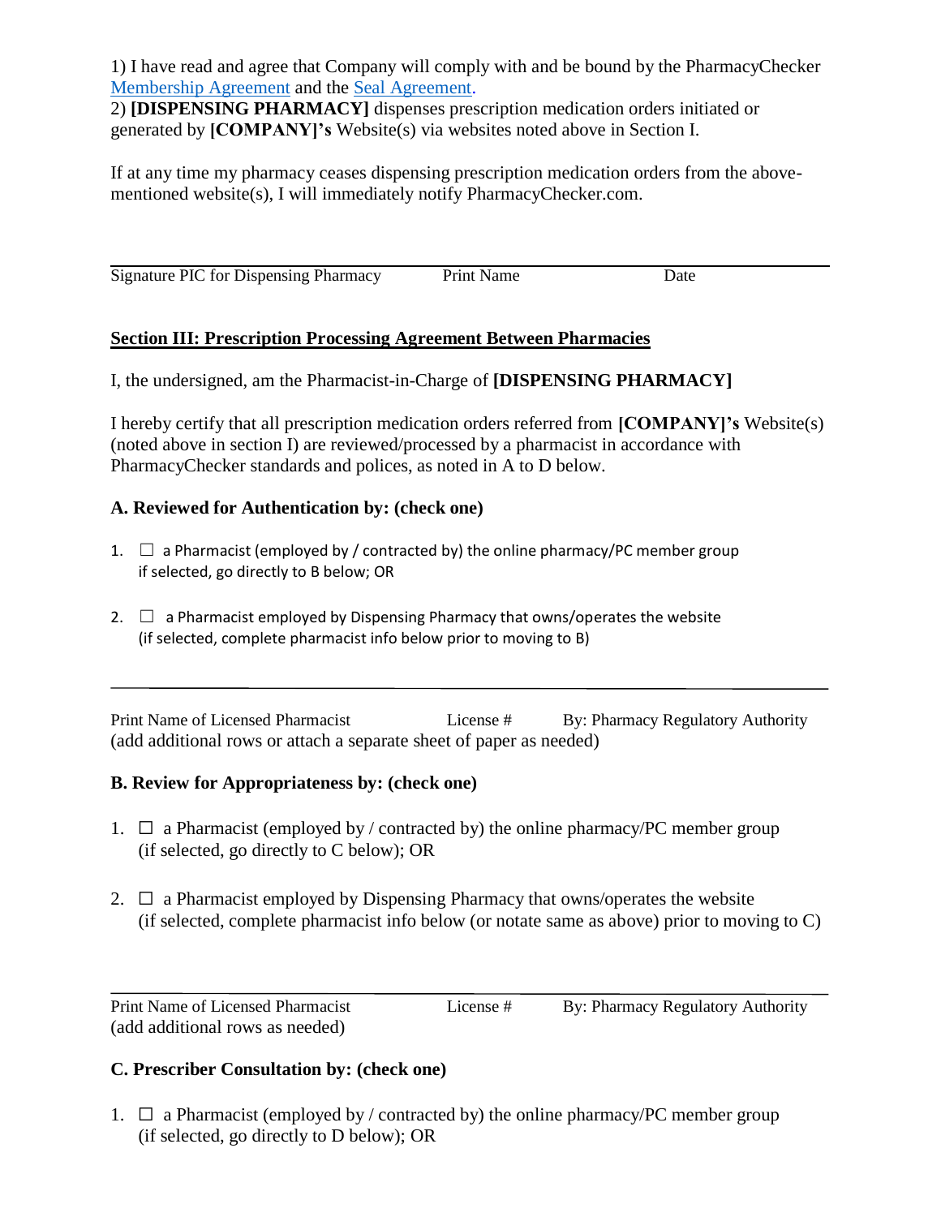1) I have read and agree that Company will comply with and be bound by the PharmacyChecker Membership Agreement and the Seal Agreement.
2) **[DISPENSING PHARMACY]** dispenses prescription medication orders initiated or generated by **[COMPANY]'s** Website(s) via websites noted above in Section I.

If at any time my pharmacy ceases dispensing prescription medication orders from the above-mentioned website(s), I will immediately notify PharmacyChecker.com.

_______________________________________________

Signature PIC for Dispensing Pharmacy Print Name Date

## Section III: Prescription Processing Agreement Between Pharmacies

I, the undersigned, am the Pharmacist-in-Charge of **[DISPENSING PHARMACY]**

I hereby certify that all prescription medication orders referred from **[COMPANY]'s** Website(s) (noted above in section I) are reviewed/processed by a pharmacist in accordance with PharmacyChecker standards and polices, as noted in A to D below.

### A. Reviewed for Authentication by: (check one)

1. ☐ a Pharmacist (employed by / contracted by) the online pharmacy/PC member group if selected, go directly to B below; OR

2. ☐ a Pharmacist employed by Dispensing Pharmacy that owns/operates the website (if selected, complete pharmacist info below prior to moving to B)

_______________________________________________

Print Name of Licensed Pharmacist License # By: Pharmacy Regulatory Authority
(add additional rows or attach a separate sheet of paper as needed)

### B. Review for Appropriateness by: (check one)

1. ☐ a Pharmacist (employed by / contracted by) the online pharmacy/PC member group (if selected, go directly to C below); OR

2. ☐ a Pharmacist employed by Dispensing Pharmacy that owns/operates the website (if selected, complete pharmacist info below (or notate same as above) prior to moving to C)

_______________________________________________

Print Name of Licensed Pharmacist License # By: Pharmacy Regulatory Authority
(add additional rows as needed)

### C. Prescriber Consultation by: (check one)

1. ☐ a Pharmacist (employed by / contracted by) the online pharmacy/PC member group (if selected, go directly to D below); OR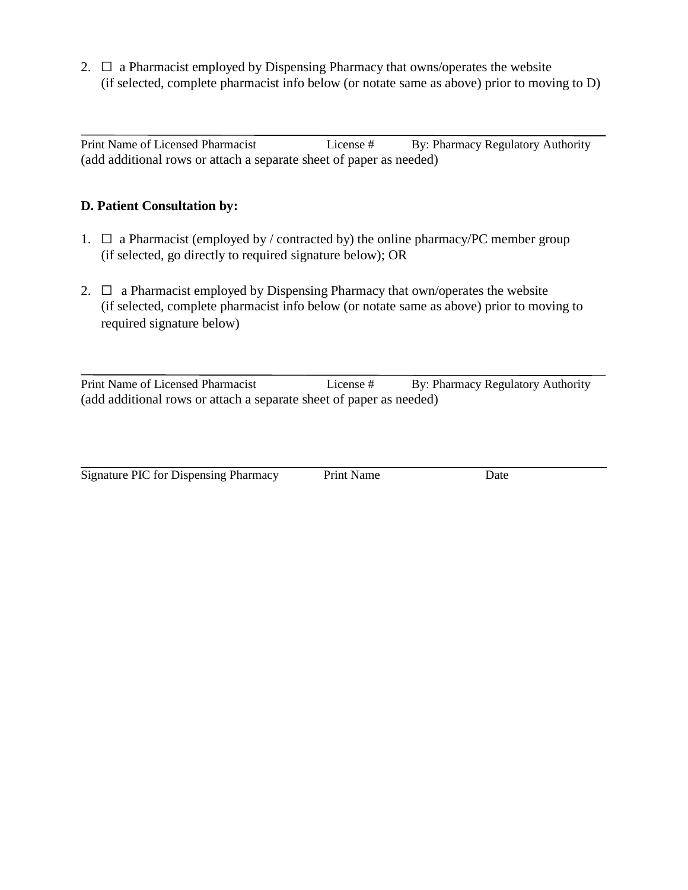2. ☐ a Pharmacist employed by Dispensing Pharmacy that owns/operates the website
   (if selected, complete pharmacist info below (or notate same as above) prior to moving to D)

______________________________________________________________________________

Print Name of Licensed Pharmacist  License #  By: Pharmacy Regulatory Authority
(add additional rows or attach a separate sheet of paper as needed)

**D. Patient Consultation by:**

1. ☐ a Pharmacist (employed by / contracted by) the online pharmacy/PC member group
   (if selected, go directly to required signature below); OR

2. ☐ a Pharmacist employed by Dispensing Pharmacy that own/operates the website
   (if selected, complete pharmacist info below (or notate same as above) prior to moving to required signature below)

______________________________________________________________________________

Print Name of Licensed Pharmacist  License #  By: Pharmacy Regulatory Authority
(add additional rows or attach a separate sheet of paper as needed)

______________________________________________________________________________

Signature PIC for Dispensing Pharmacy  Print Name  Date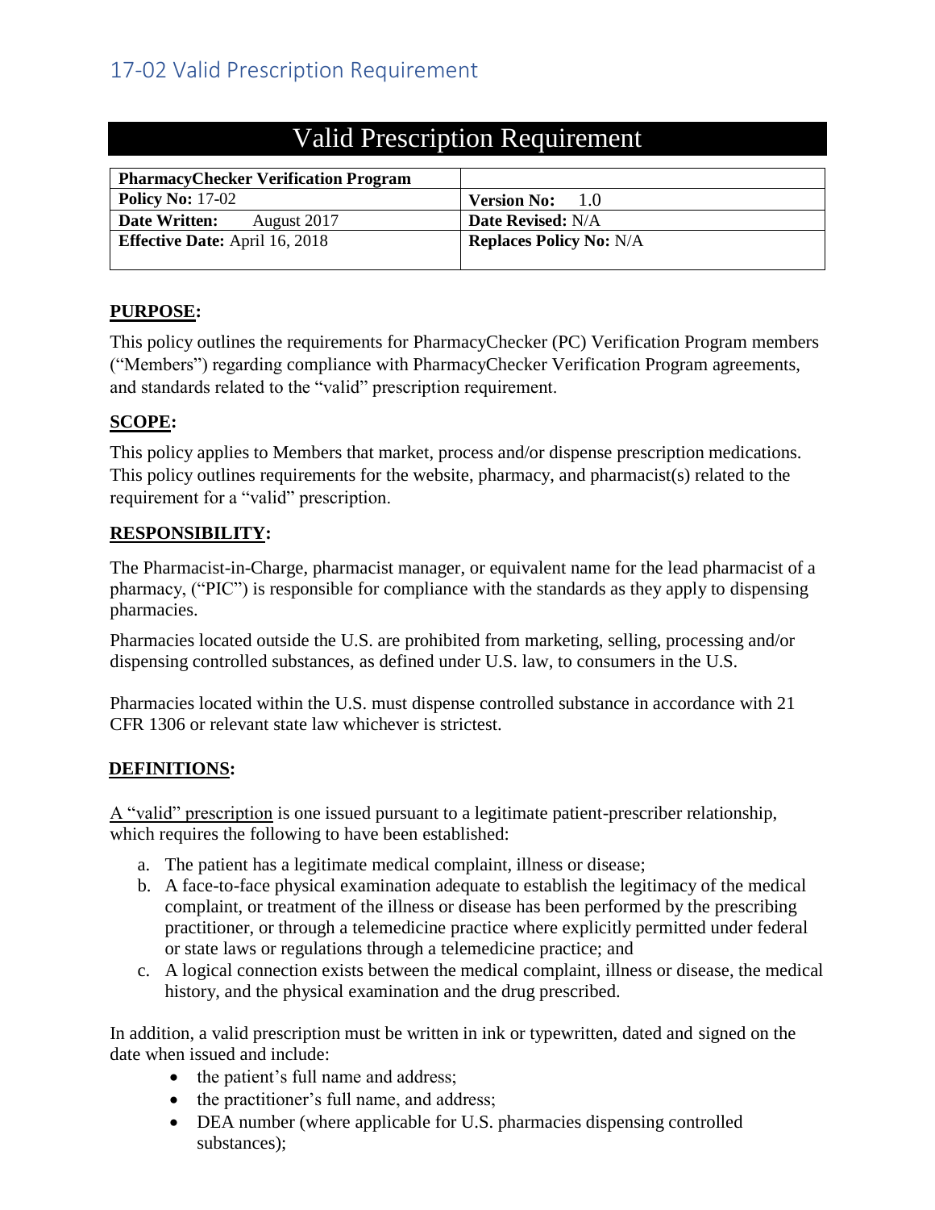## 17-02 Valid Prescription Requirement

# Valid Prescription Requirement

| **PharmacyChecker Verification Program** | |
|---|---|
| **Policy No:** 17-02 | **Version No:** 1.0 |
| **Date Written:** August 2017 | **Date Revised:** N/A |
| **Effective Date:** April 16, 2018 | **Replaces Policy No:** N/A |

**PURPOSE:**

This policy outlines the requirements for PharmacyChecker (PC) Verification Program members ("Members") regarding compliance with PharmacyChecker Verification Program agreements, and standards related to the "valid" prescription requirement.

**SCOPE:**

This policy applies to Members that market, process and/or dispense prescription medications. This policy outlines requirements for the website, pharmacy, and pharmacist(s) related to the requirement for a "valid" prescription.

**RESPONSIBILITY:**

The Pharmacist-in-Charge, pharmacist manager, or equivalent name for the lead pharmacist of a pharmacy, ("PIC") is responsible for compliance with the standards as they apply to dispensing pharmacies.

Pharmacies located outside the U.S. are prohibited from marketing, selling, processing and/or dispensing controlled substances, as defined under U.S. law, to consumers in the U.S.

Pharmacies located within the U.S. must dispense controlled substance in accordance with 21 CFR 1306 or relevant state law whichever is strictest.

**DEFINITIONS:**

A "valid" prescription is one issued pursuant to a legitimate patient-prescriber relationship, which requires the following to have been established:

a. The patient has a legitimate medical complaint, illness or disease;
b. A face-to-face physical examination adequate to establish the legitimacy of the medical complaint, or treatment of the illness or disease has been performed by the prescribing practitioner, or through a telemedicine practice where explicitly permitted under federal or state laws or regulations through a telemedicine practice; and
c. A logical connection exists between the medical complaint, illness or disease, the medical history, and the physical examination and the drug prescribed.

In addition, a valid prescription must be written in ink or typewritten, dated and signed on the date when issued and include:

- the patient's full name and address;
- the practitioner's full name, and address;
- DEA number (where applicable for U.S. pharmacies dispensing controlled substances);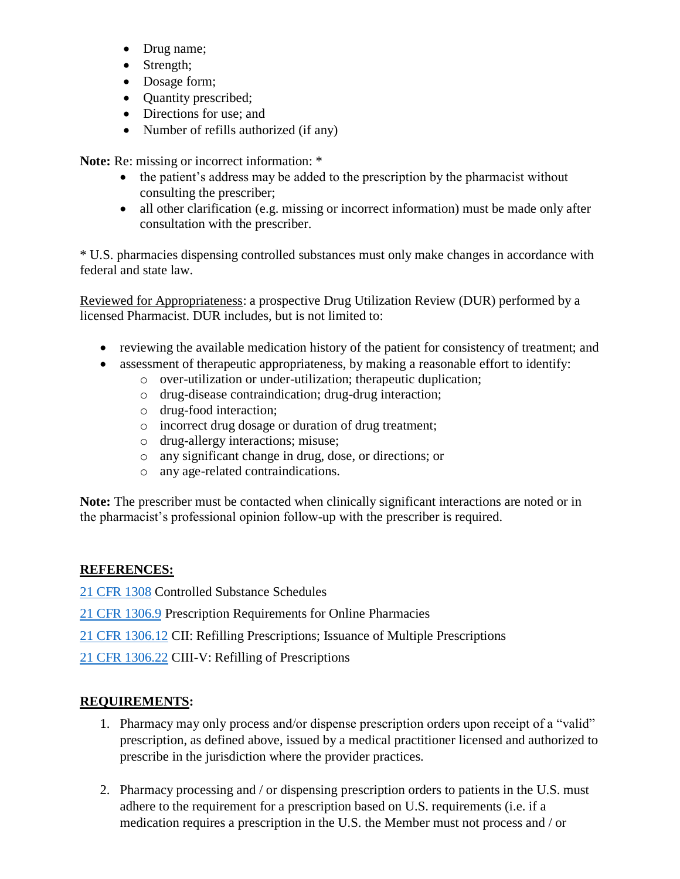- Drug name;
- Strength;
- Dosage form;
- Quantity prescribed;
- Directions for use; and
- Number of refills authorized (if any)

**Note:** Re: missing or incorrect information: *

- the patient's address may be added to the prescription by the pharmacist without consulting the prescriber;
- all other clarification (e.g. missing or incorrect information) must be made only after consultation with the prescriber.

* U.S. pharmacies dispensing controlled substances must only make changes in accordance with federal and state law.

<u>Reviewed for Appropriateness</u>: a prospective Drug Utilization Review (DUR) performed by a licensed Pharmacist. DUR includes, but is not limited to:

- reviewing the available medication history of the patient for consistency of treatment; and
- assessment of therapeutic appropriateness, by making a reasonable effort to identify:
  - over-utilization or under-utilization; therapeutic duplication;
  - drug-disease contraindication; drug-drug interaction;
  - drug-food interaction;
  - incorrect drug dosage or duration of drug treatment;
  - drug-allergy interactions; misuse;
  - any significant change in drug, dose, or directions; or
  - any age-related contraindications.

**Note:** The prescriber must be contacted when clinically significant interactions are noted or in the pharmacist's professional opinion follow-up with the prescriber is required.

## REFERENCES:

21 CFR 1308 Controlled Substance Schedules

21 CFR 1306.9 Prescription Requirements for Online Pharmacies

21 CFR 1306.12 CII: Refilling Prescriptions; Issuance of Multiple Prescriptions

21 CFR 1306.22 CIII-V: Refilling of Prescriptions

## REQUIREMENTS:

1. Pharmacy may only process and/or dispense prescription orders upon receipt of a "valid" prescription, as defined above, issued by a medical practitioner licensed and authorized to prescribe in the jurisdiction where the provider practices.

2. Pharmacy processing and / or dispensing prescription orders to patients in the U.S. must adhere to the requirement for a prescription based on U.S. requirements (i.e. if a medication requires a prescription in the U.S. the Member must not process and / or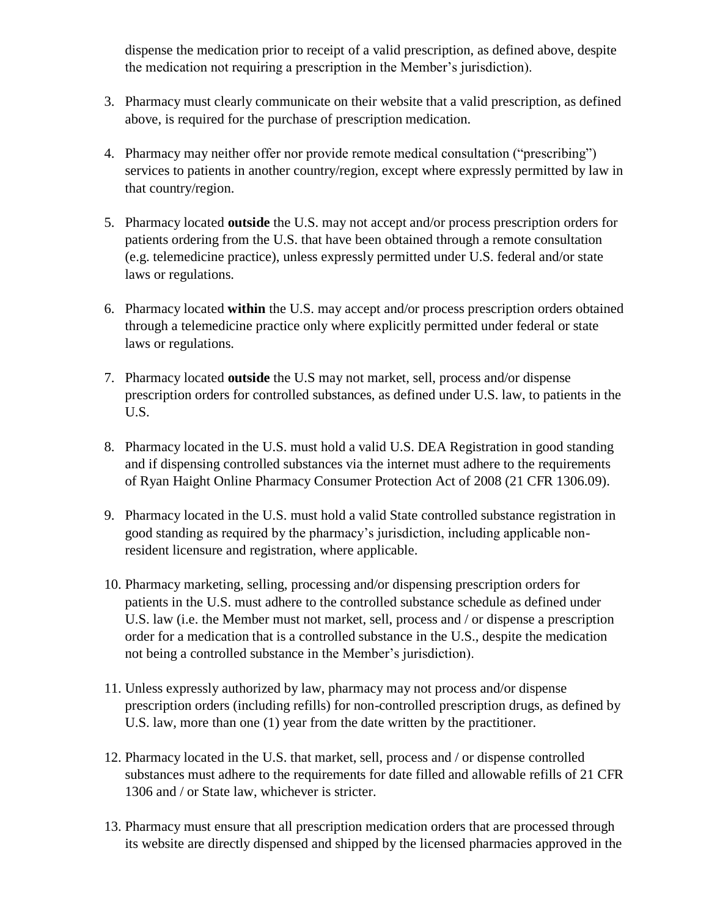dispense the medication prior to receipt of a valid prescription, as defined above, despite the medication not requiring a prescription in the Member's jurisdiction).

3. Pharmacy must clearly communicate on their website that a valid prescription, as defined above, is required for the purchase of prescription medication.

4. Pharmacy may neither offer nor provide remote medical consultation ("prescribing") services to patients in another country/region, except where expressly permitted by law in that country/region.

5. Pharmacy located **outside** the U.S. may not accept and/or process prescription orders for patients ordering from the U.S. that have been obtained through a remote consultation (e.g. telemedicine practice), unless expressly permitted under U.S. federal and/or state laws or regulations.

6. Pharmacy located **within** the U.S. may accept and/or process prescription orders obtained through a telemedicine practice only where explicitly permitted under federal or state laws or regulations.

7. Pharmacy located **outside** the U.S may not market, sell, process and/or dispense prescription orders for controlled substances, as defined under U.S. law, to patients in the U.S.

8. Pharmacy located in the U.S. must hold a valid U.S. DEA Registration in good standing and if dispensing controlled substances via the internet must adhere to the requirements of Ryan Haight Online Pharmacy Consumer Protection Act of 2008 (21 CFR 1306.09).

9. Pharmacy located in the U.S. must hold a valid State controlled substance registration in good standing as required by the pharmacy's jurisdiction, including applicable non-resident licensure and registration, where applicable.

10. Pharmacy marketing, selling, processing and/or dispensing prescription orders for patients in the U.S. must adhere to the controlled substance schedule as defined under U.S. law (i.e. the Member must not market, sell, process and / or dispense a prescription order for a medication that is a controlled substance in the U.S., despite the medication not being a controlled substance in the Member's jurisdiction).

11. Unless expressly authorized by law, pharmacy may not process and/or dispense prescription orders (including refills) for non-controlled prescription drugs, as defined by U.S. law, more than one (1) year from the date written by the practitioner.

12. Pharmacy located in the U.S. that market, sell, process and / or dispense controlled substances must adhere to the requirements for date filled and allowable refills of 21 CFR 1306 and / or State law, whichever is stricter.

13. Pharmacy must ensure that all prescription medication orders that are processed through its website are directly dispensed and shipped by the licensed pharmacies approved in the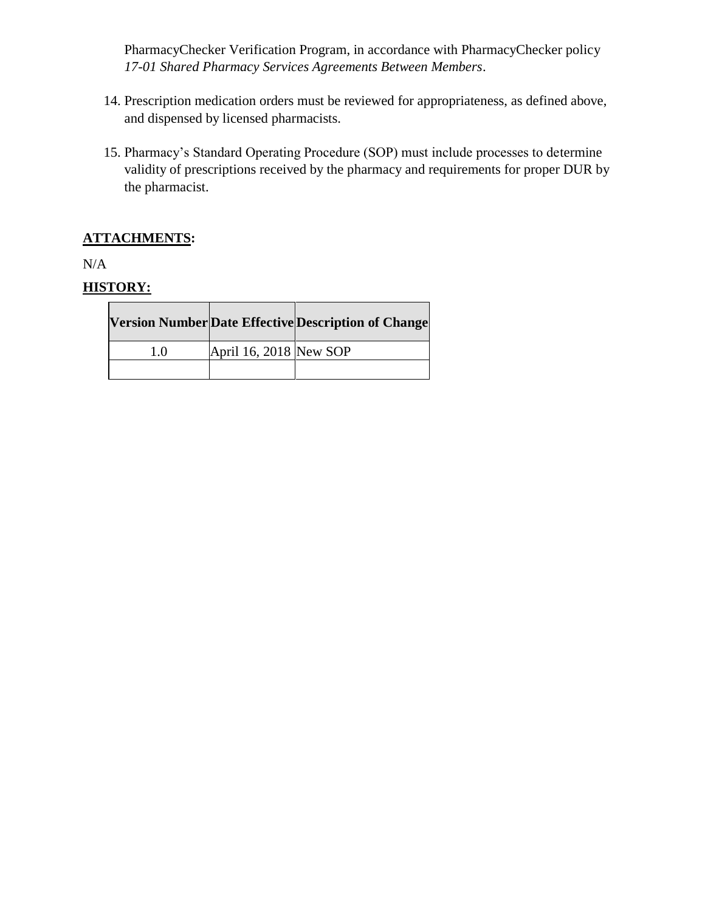PharmacyChecker Verification Program, in accordance with PharmacyChecker policy *17-01 Shared Pharmacy Services Agreements Between Members*.

14. Prescription medication orders must be reviewed for appropriateness, as defined above, and dispensed by licensed pharmacists.

15. Pharmacy's Standard Operating Procedure (SOP) must include processes to determine validity of prescriptions received by the pharmacy and requirements for proper DUR by the pharmacist.

**ATTACHMENTS:**

N/A

**HISTORY:**

| Version Number | Date Effective | Description of Change |
|---|---|---|
| 1.0 | April 16, 2018 | New SOP |
| | | |